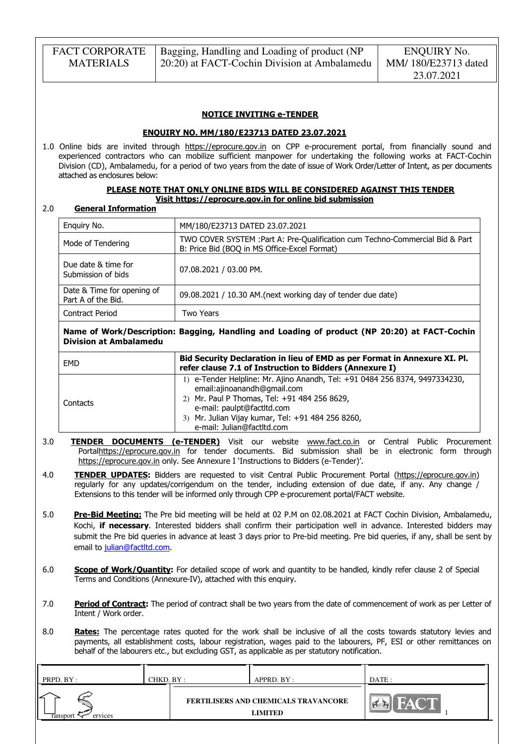| FACT CORPORATE MATERIALS | Bagging, Handling and Loading of product (NP 20:20) at FACT-Cochin Division at Ambalamedu | ENQUIRY No. MM/ 180/E23713 dated 23.07.2021 |
|---|---|---|

## NOTICE INVITING e-TENDER

### ENQUIRY NO. MM/180/E23713 DATED 23.07.2021

1.0 Online bids are invited through https://eprocure.gov.in on CPP e-procurement portal, from financially sound and experienced contractors who can mobilize sufficient manpower for undertaking the following works at FACT-Cochin Division (CD), Ambalamedu, for a period of two years from the date of issue of Work Order/Letter of Intent, as per documents attached as enclosures below:

**PLEASE NOTE THAT ONLY ONLINE BIDS WILL BE CONSIDERED AGAINST THIS TENDER**
**Visit https://eprocure.gov.in for online bid submission**

2.0 **General Information**

| Enquiry No. | MM/180/E23713 DATED 23.07.2021 |
|---|---|
| Mode of Tendering | TWO COVER SYSTEM :Part A: Pre-Qualification cum Techno-Commercial Bid & Part B: Price Bid (BOQ in MS Office-Excel Format) |
| Due date & time for Submission of bids | 07.08.2021 / 03.00 PM. |
| Date & Time for opening of Part A of the Bid. | 09.08.2021 / 10.30 AM.(next working day of tender due date) |
| Contract Period | Two Years |
| **Name of Work/Description: Bagging, Handling and Loading of product (NP 20:20) at FACT-Cochin Division at Ambalamedu** | |
| EMD | **Bid Security Declaration in lieu of EMD as per Format in Annexure XI. Pl. refer clause 7.1 of Instruction to Bidders (Annexure I)** |
| Contacts | 1) e-Tender Helpline: Mr. Ajino Anandh, Tel: +91 0484 256 8374, 9497334230, email:ajinoanandh@gmail.com<br>2) Mr. Paul P Thomas, Tel: +91 484 256 8629, e-mail: paulpt@factltd.com<br>3) Mr. Julian Vijay kumar, Tel: +91 484 256 8260, e-mail: Julian@factltd.com |

3.0 **TENDER DOCUMENTS (e-TENDER)** Visit our website www.fact.co.in or Central Public Procurement Portalhttps://eprocure.gov.in for tender documents. Bid submission shall be in electronic form through https://eprocure.gov.in only. See Annexure I 'Instructions to Bidders (e-Tender)'.

4.0 **TENDER UPDATES:** Bidders are requested to visit Central Public Procurement Portal (https://eprocure.gov.in) regularly for any updates/corrigendum on the tender, including extension of due date, if any. Any change / Extensions to this tender will be informed only through CPP e-procurement portal/FACT website.

5.0 **Pre-Bid Meeting:** The Pre bid meeting will be held at 02 P.M on 02.08.2021 at FACT Cochin Division, Ambalamedu, Kochi, **if necessary**. Interested bidders shall confirm their participation well in advance. Interested bidders may submit the Pre bid queries in advance at least 3 days prior to Pre-bid meeting. Pre bid queries, if any, shall be sent by email to julian@factltd.com.

6.0 **Scope of Work/Quantity:** For detailed scope of work and quantity to be handled, kindly refer clause 2 of Special Terms and Conditions (Annexure-IV), attached with this enquiry.

7.0 **Period of Contract:** The period of contract shall be two years from the date of commencement of work as per Letter of Intent / Work order.

8.0 **Rates:** The percentage rates quoted for the work shall be inclusive of all the costs towards statutory levies and payments, all establishment costs, labour registration, wages paid to the labourers, PF, ESI or other remittances on behalf of the labourers etc., but excluding GST, as applicable as per statutory notification.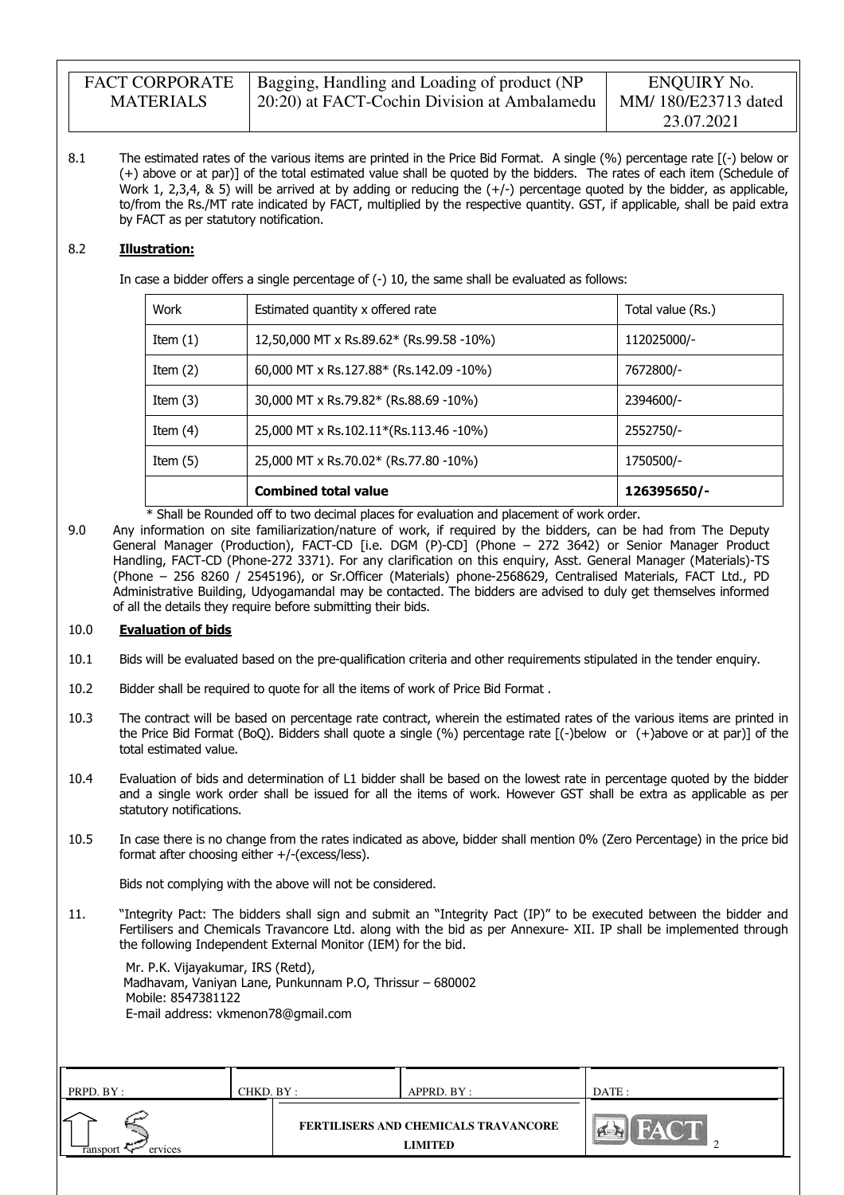8.1 The estimated rates of the various items are printed in the Price Bid Format. A single (%) percentage rate [(-) below or (+) above or at par)] of the total estimated value shall be quoted by the bidders. The rates of each item (Schedule of Work 1, 2,3,4, & 5) will be arrived at by adding or reducing the (+/-) percentage quoted by the bidder, as applicable, to/from the Rs./MT rate indicated by FACT, multiplied by the respective quantity. GST, if applicable, shall be paid extra by FACT as per statutory notification.

8.2 **Illustration:**

In case a bidder offers a single percentage of (-) 10, the same shall be evaluated as follows:

| Work | Estimated quantity x offered rate | Total value (Rs.) |
|---|---|---|
| Item (1) | 12,50,000 MT x Rs.89.62* (Rs.99.58 -10%) | 112025000/- |
| Item (2) | 60,000 MT x Rs.127.88* (Rs.142.09 -10%) | 7672800/- |
| Item (3) | 30,000 MT x Rs.79.82* (Rs.88.69 -10%) | 2394600/- |
| Item (4) | 25,000 MT x Rs.102.11*(Rs.113.46 -10%) | 2552750/- |
| Item (5) | 25,000 MT x Rs.70.02* (Rs.77.80 -10%) | 1750500/- |
| | **Combined total value** | **126395650/-** |

\* Shall be Rounded off to two decimal places for evaluation and placement of work order.

9.0 Any information on site familiarization/nature of work, if required by the bidders, can be had from The Deputy General Manager (Production), FACT-CD [i.e. DGM (P)-CD] (Phone – 272 3642) or Senior Manager Product Handling, FACT-CD (Phone-272 3371). For any clarification on this enquiry, Asst. General Manager (Materials)-TS (Phone – 256 8260 / 2545196), or Sr.Officer (Materials) phone-2568629, Centralised Materials, FACT Ltd., PD Administrative Building, Udyogamandal may be contacted. The bidders are advised to duly get themselves informed of all the details they require before submitting their bids.

## 10.0 **Evaluation of bids**

10.1 Bids will be evaluated based on the pre-qualification criteria and other requirements stipulated in the tender enquiry.

10.2 Bidder shall be required to quote for all the items of work of Price Bid Format .

10.3 The contract will be based on percentage rate contract, wherein the estimated rates of the various items are printed in the Price Bid Format (BoQ). Bidders shall quote a single (%) percentage rate [(-)below or (+)above or at par)] of the total estimated value.

10.4 Evaluation of bids and determination of L1 bidder shall be based on the lowest rate in percentage quoted by the bidder and a single work order shall be issued for all the items of work. However GST shall be extra as applicable as per statutory notifications.

10.5 In case there is no change from the rates indicated as above, bidder shall mention 0% (Zero Percentage) in the price bid format after choosing either +/-(excess/less).

Bids not complying with the above will not be considered.

11. "Integrity Pact: The bidders shall sign and submit an "Integrity Pact (IP)" to be executed between the bidder and Fertilisers and Chemicals Travancore Ltd. along with the bid as per Annexure- XII. IP shall be implemented through the following Independent External Monitor (IEM) for the bid.

Mr. P.K. Vijayakumar, IRS (Retd),
Madhavam, Vaniyan Lane, Punkunnam P.O, Thrissur – 680002
Mobile: 8547381122
E-mail address: vkmenon78@gmail.com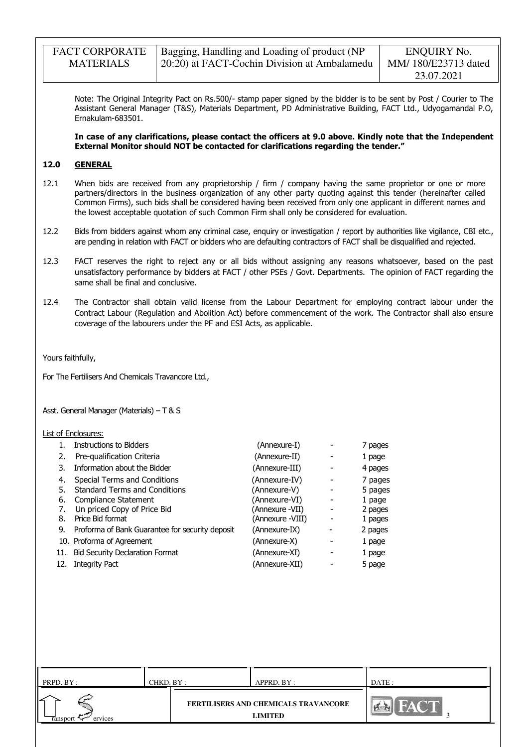Note: The Original Integrity Pact on Rs.500/- stamp paper signed by the bidder is to be sent by Post / Courier to The Assistant General Manager (T&S), Materials Department, PD Administrative Building, FACT Ltd., Udyogamandal P.O, Ernakulam-683501.

**In case of any clarifications, please contact the officers at 9.0 above. Kindly note that the Independent External Monitor should NOT be contacted for clarifications regarding the tender."**

## 12.0 GENERAL

12.1 When bids are received from any proprietorship / firm / company having the same proprietor or one or more partners/directors in the business organization of any other party quoting against this tender (hereinafter called Common Firms), such bids shall be considered having been received from only one applicant in different names and the lowest acceptable quotation of such Common Firm shall only be considered for evaluation.

12.2 Bids from bidders against whom any criminal case, enquiry or investigation / report by authorities like vigilance, CBI etc., are pending in relation with FACT or bidders who are defaulting contractors of FACT shall be disqualified and rejected.

12.3 FACT reserves the right to reject any or all bids without assigning any reasons whatsoever, based on the past unsatisfactory performance by bidders at FACT / other PSEs / Govt. Departments. The opinion of FACT regarding the same shall be final and conclusive.

12.4 The Contractor shall obtain valid license from the Labour Department for employing contract labour under the Contract Labour (Regulation and Abolition Act) before commencement of the work. The Contractor shall also ensure coverage of the labourers under the PF and ESI Acts, as applicable.

Yours faithfully,

For The Fertilisers And Chemicals Travancore Ltd.,

Asst. General Manager (Materials) – T & S

List of Enclosures:

| No. | Enclosure | Annexure | | Pages |
|---|---|---|---|---|
| 1. | Instructions to Bidders | (Annexure-I) | - | 7 pages |
| 2. | Pre-qualification Criteria | (Annexure-II) | - | 1 page |
| 3. | Information about the Bidder | (Annexure-III) | - | 4 pages |
| 4. | Special Terms and Conditions | (Annexure-IV) | - | 7 pages |
| 5. | Standard Terms and Conditions | (Annexure-V) | - | 5 pages |
| 6. | Compliance Statement | (Annexure-VI) | - | 1 page |
| 7. | Un priced Copy of Price Bid | (Annexure -VII) | - | 2 pages |
| 8. | Price Bid format | (Annexure -VIII) | - | 1 pages |
| 9. | Proforma of Bank Guarantee for security deposit | (Annexure-IX) | - | 2 pages |
| 10. | Proforma of Agreement | (Annexure-X) | - | 1 page |
| 11. | Bid Security Declaration Format | (Annexure-XI) | - | 1 page |
| 12. | Integrity Pact | (Annexure-XII) | - | 5 page |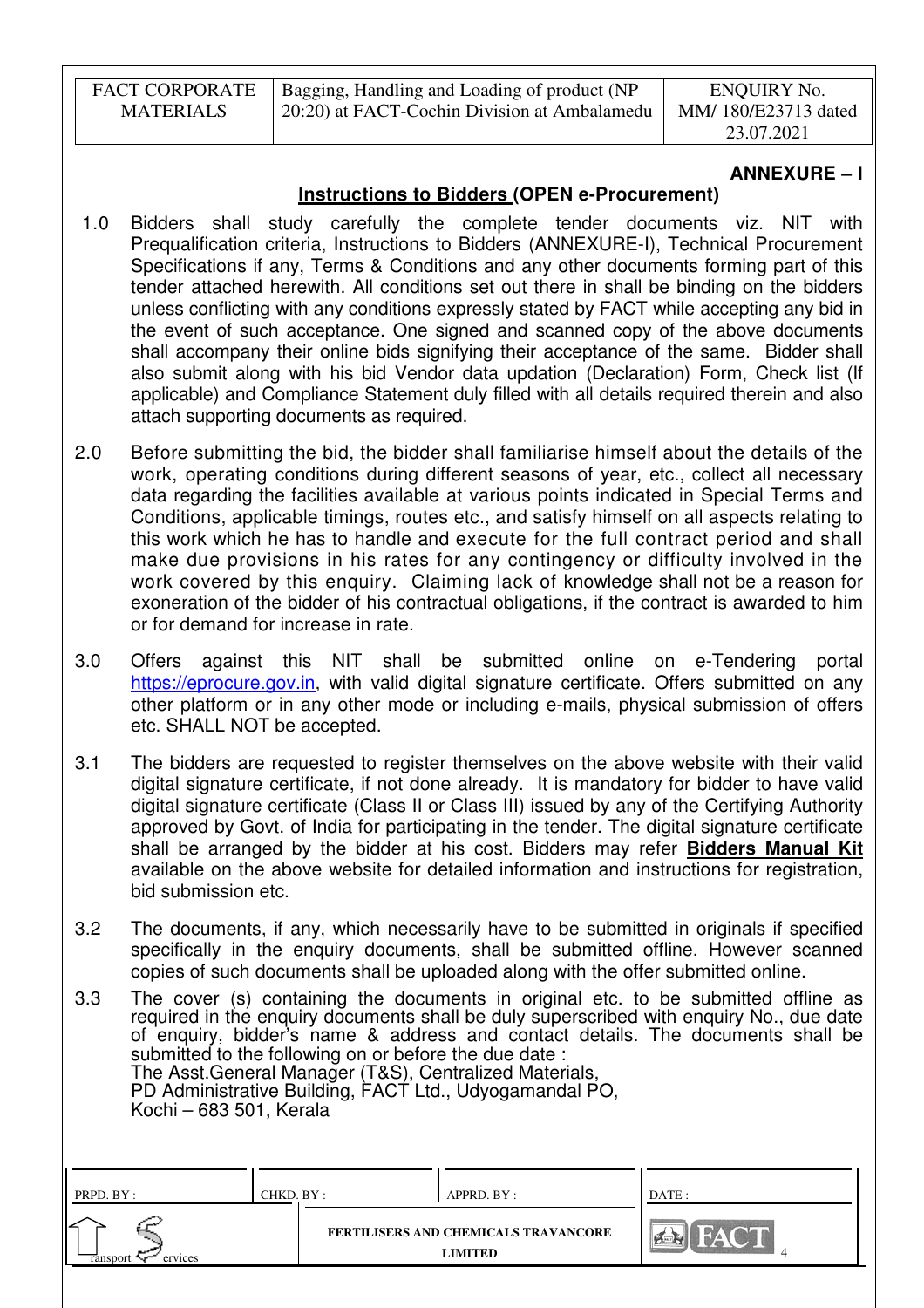**ANNEXURE – I**

## Instructions to Bidders (OPEN e-Procurement)

1.0 Bidders shall study carefully the complete tender documents viz. NIT with Prequalification criteria, Instructions to Bidders (ANNEXURE-I), Technical Procurement Specifications if any, Terms & Conditions and any other documents forming part of this tender attached herewith. All conditions set out there in shall be binding on the bidders unless conflicting with any conditions expressly stated by FACT while accepting any bid in the event of such acceptance. One signed and scanned copy of the above documents shall accompany their online bids signifying their acceptance of the same. Bidder shall also submit along with his bid Vendor data updation (Declaration) Form, Check list (If applicable) and Compliance Statement duly filled with all details required therein and also attach supporting documents as required.

2.0 Before submitting the bid, the bidder shall familiarise himself about the details of the work, operating conditions during different seasons of year, etc., collect all necessary data regarding the facilities available at various points indicated in Special Terms and Conditions, applicable timings, routes etc., and satisfy himself on all aspects relating to this work which he has to handle and execute for the full contract period and shall make due provisions in his rates for any contingency or difficulty involved in the work covered by this enquiry. Claiming lack of knowledge shall not be a reason for exoneration of the bidder of his contractual obligations, if the contract is awarded to him or for demand for increase in rate.

3.0 Offers against this NIT shall be submitted online on e-Tendering portal https://eprocure.gov.in, with valid digital signature certificate. Offers submitted on any other platform or in any other mode or including e-mails, physical submission of offers etc. SHALL NOT be accepted.

3.1 The bidders are requested to register themselves on the above website with their valid digital signature certificate, if not done already. It is mandatory for bidder to have valid digital signature certificate (Class II or Class III) issued by any of the Certifying Authority approved by Govt. of India for participating in the tender. The digital signature certificate shall be arranged by the bidder at his cost. Bidders may refer **Bidders Manual Kit** available on the above website for detailed information and instructions for registration, bid submission etc.

3.2 The documents, if any, which necessarily have to be submitted in originals if specified specifically in the enquiry documents, shall be submitted offline. However scanned copies of such documents shall be uploaded along with the offer submitted online.

3.3 The cover (s) containing the documents in original etc. to be submitted offline as required in the enquiry documents shall be duly superscribed with enquiry No., due date of enquiry, bidder's name & address and contact details. The documents shall be submitted to the following on or before the due date :
The Asst.General Manager (T&S), Centralized Materials,
PD Administrative Building, FACT Ltd., Udyogamandal PO,
Kochi – 683 501, Kerala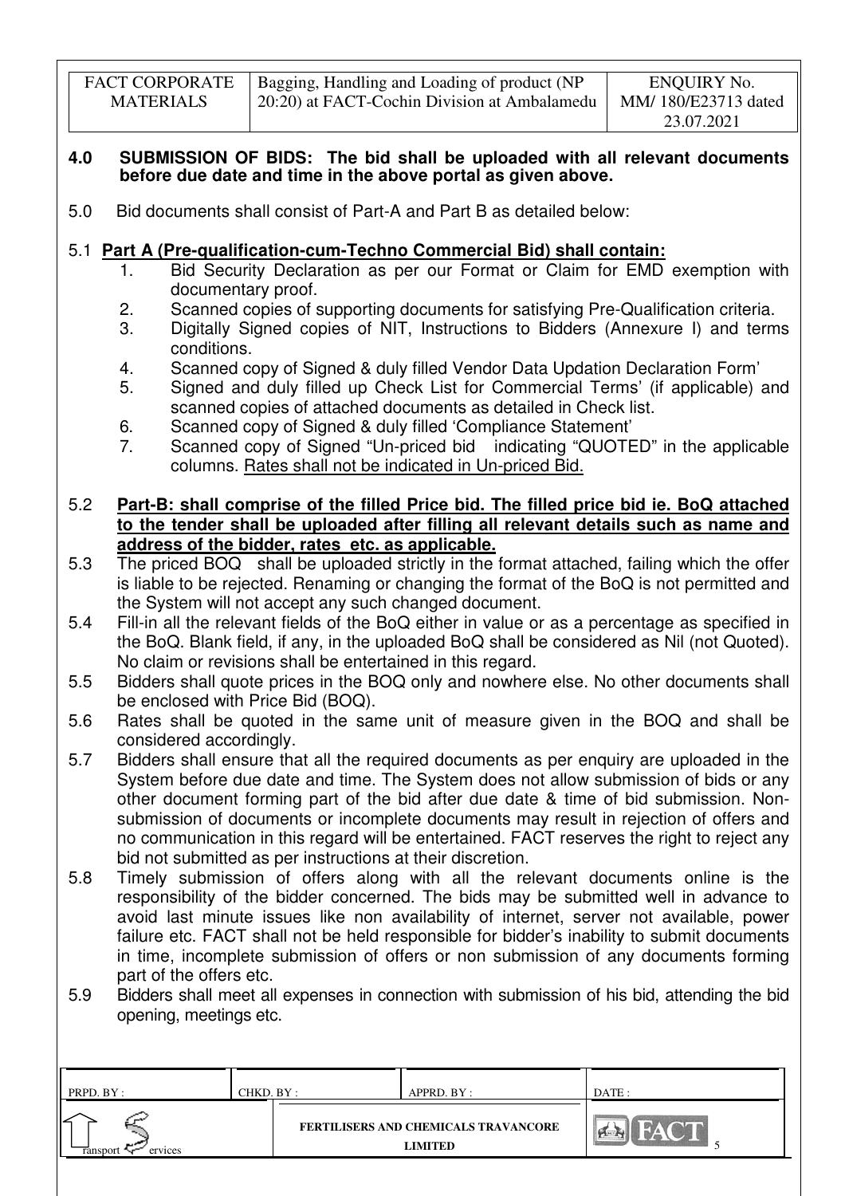**4.0 SUBMISSION OF BIDS: The bid shall be uploaded with all relevant documents before due date and time in the above portal as given above.**

5.0 Bid documents shall consist of Part-A and Part B as detailed below:

5.1 **Part A (Pre-qualification-cum-Techno Commercial Bid) shall contain:**

1. Bid Security Declaration as per our Format or Claim for EMD exemption with documentary proof.
2. Scanned copies of supporting documents for satisfying Pre-Qualification criteria.
3. Digitally Signed copies of NIT, Instructions to Bidders (Annexure I) and terms conditions.
4. Scanned copy of Signed & duly filled Vendor Data Updation Declaration Form'
5. Signed and duly filled up Check List for Commercial Terms' (if applicable) and scanned copies of attached documents as detailed in Check list.
6. Scanned copy of Signed & duly filled 'Compliance Statement'
7. Scanned copy of Signed "Un-priced bid indicating "QUOTED" in the applicable columns. Rates shall not be indicated in Un-priced Bid.

5.2 **Part-B: shall comprise of the filled Price bid. The filled price bid ie. BoQ attached to the tender shall be uploaded after filling all relevant details such as name and address of the bidder, rates etc. as applicable.**

5.3 The priced BOQ shall be uploaded strictly in the format attached, failing which the offer is liable to be rejected. Renaming or changing the format of the BoQ is not permitted and the System will not accept any such changed document.

5.4 Fill-in all the relevant fields of the BoQ either in value or as a percentage as specified in the BoQ. Blank field, if any, in the uploaded BoQ shall be considered as Nil (not Quoted). No claim or revisions shall be entertained in this regard.

5.5 Bidders shall quote prices in the BOQ only and nowhere else. No other documents shall be enclosed with Price Bid (BOQ).

5.6 Rates shall be quoted in the same unit of measure given in the BOQ and shall be considered accordingly.

5.7 Bidders shall ensure that all the required documents as per enquiry are uploaded in the System before due date and time. The System does not allow submission of bids or any other document forming part of the bid after due date & time of bid submission. Non-submission of documents or incomplete documents may result in rejection of offers and no communication in this regard will be entertained. FACT reserves the right to reject any bid not submitted as per instructions at their discretion.

5.8 Timely submission of offers along with all the relevant documents online is the responsibility of the bidder concerned. The bids may be submitted well in advance to avoid last minute issues like non availability of internet, server not available, power failure etc. FACT shall not be held responsible for bidder's inability to submit documents in time, incomplete submission of offers or non submission of any documents forming part of the offers etc.

5.9 Bidders shall meet all expenses in connection with submission of his bid, attending the bid opening, meetings etc.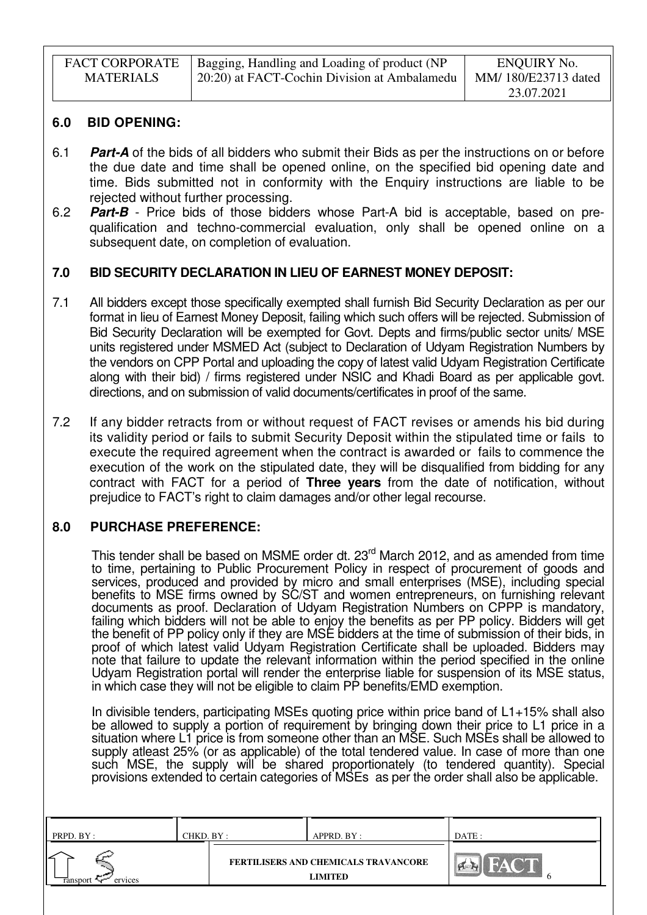## 6.0 BID OPENING:

6.1 ***Part-A*** of the bids of all bidders who submit their Bids as per the instructions on or before the due date and time shall be opened online, on the specified bid opening date and time. Bids submitted not in conformity with the Enquiry instructions are liable to be rejected without further processing.

6.2 ***Part-B*** - Price bids of those bidders whose Part-A bid is acceptable, based on pre-qualification and techno-commercial evaluation, only shall be opened online on a subsequent date, on completion of evaluation.

## 7.0 BID SECURITY DECLARATION IN LIEU OF EARNEST MONEY DEPOSIT:

7.1 All bidders except those specifically exempted shall furnish Bid Security Declaration as per our format in lieu of Earnest Money Deposit, failing which such offers will be rejected. Submission of Bid Security Declaration will be exempted for Govt. Depts and firms/public sector units/ MSE units registered under MSMED Act (subject to Declaration of Udyam Registration Numbers by the vendors on CPP Portal and uploading the copy of latest valid Udyam Registration Certificate along with their bid) / firms registered under NSIC and Khadi Board as per applicable govt. directions, and on submission of valid documents/certificates in proof of the same.

7.2 If any bidder retracts from or without request of FACT revises or amends his bid during its validity period or fails to submit Security Deposit within the stipulated time or fails to execute the required agreement when the contract is awarded or fails to commence the execution of the work on the stipulated date, they will be disqualified from bidding for any contract with FACT for a period of **Three years** from the date of notification, without prejudice to FACT's right to claim damages and/or other legal recourse.

## 8.0 PURCHASE PREFERENCE:

This tender shall be based on MSME order dt. 23rd March 2012, and as amended from time to time, pertaining to Public Procurement Policy in respect of procurement of goods and services, produced and provided by micro and small enterprises (MSE), including special benefits to MSE firms owned by SC/ST and women entrepreneurs, on furnishing relevant documents as proof. Declaration of Udyam Registration Numbers on CPPP is mandatory, failing which bidders will not be able to enjoy the benefits as per PP policy. Bidders will get the benefit of PP policy only if they are MSE bidders at the time of submission of their bids, in proof of which latest valid Udyam Registration Certificate shall be uploaded. Bidders may note that failure to update the relevant information within the period specified in the online Udyam Registration portal will render the enterprise liable for suspension of its MSE status, in which case they will not be eligible to claim PP benefits/EMD exemption.

In divisible tenders, participating MSEs quoting price within price band of L1+15% shall also be allowed to supply a portion of requirement by bringing down their price to L1 price in a situation where L1 price is from someone other than an MSE. Such MSEs shall be allowed to supply atleast 25% (or as applicable) of the total tendered value. In case of more than one such MSE, the supply will be shared proportionately (to tendered quantity). Special provisions extended to certain categories of MSEs as per the order shall also be applicable.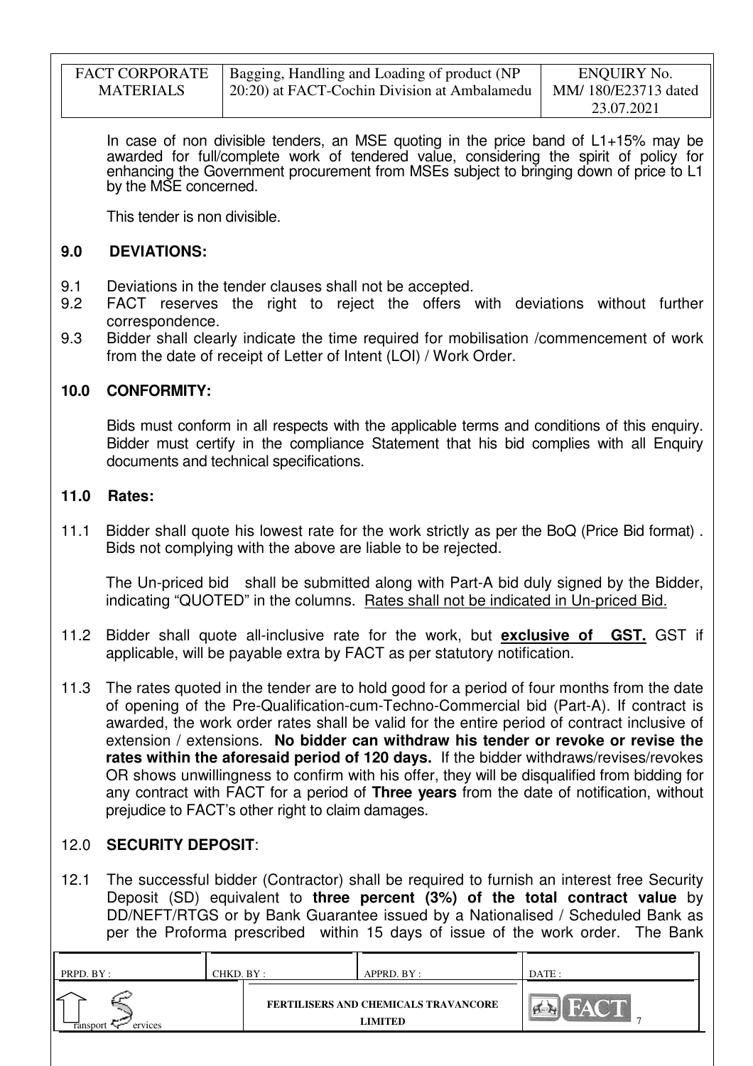In case of non divisible tenders, an MSE quoting in the price band of L1+15% may be awarded for full/complete work of tendered value, considering the spirit of policy for enhancing the Government procurement from MSEs subject to bringing down of price to L1 by the MSE concerned.

This tender is non divisible.

## 9.0 DEVIATIONS:

9.1 Deviations in the tender clauses shall not be accepted.

9.2 FACT reserves the right to reject the offers with deviations without further correspondence.

9.3 Bidder shall clearly indicate the time required for mobilisation /commencement of work from the date of receipt of Letter of Intent (LOI) / Work Order.

## 10.0 CONFORMITY:

Bids must conform in all respects with the applicable terms and conditions of this enquiry. Bidder must certify in the compliance Statement that his bid complies with all Enquiry documents and technical specifications.

## 11.0 Rates:

11.1 Bidder shall quote his lowest rate for the work strictly as per the BoQ (Price Bid format) . Bids not complying with the above are liable to be rejected.

The Un-priced bid shall be submitted along with Part-A bid duly signed by the Bidder, indicating "QUOTED" in the columns. Rates shall not be indicated in Un-priced Bid.

11.2 Bidder shall quote all-inclusive rate for the work, but **exclusive of GST.** GST if applicable, will be payable extra by FACT as per statutory notification.

11.3 The rates quoted in the tender are to hold good for a period of four months from the date of opening of the Pre-Qualification-cum-Techno-Commercial bid (Part-A). If contract is awarded, the work order rates shall be valid for the entire period of contract inclusive of extension / extensions. **No bidder can withdraw his tender or revoke or revise the rates within the aforesaid period of 120 days.** If the bidder withdraws/revises/revokes OR shows unwillingness to confirm with his offer, they will be disqualified from bidding for any contract with FACT for a period of **Three years** from the date of notification, without prejudice to FACT's other right to claim damages.

## 12.0 SECURITY DEPOSIT:

12.1 The successful bidder (Contractor) shall be required to furnish an interest free Security Deposit (SD) equivalent to **three percent (3%) of the total contract value** by DD/NEFT/RTGS or by Bank Guarantee issued by a Nationalised / Scheduled Bank as per the Proforma prescribed within 15 days of issue of the work order. The Bank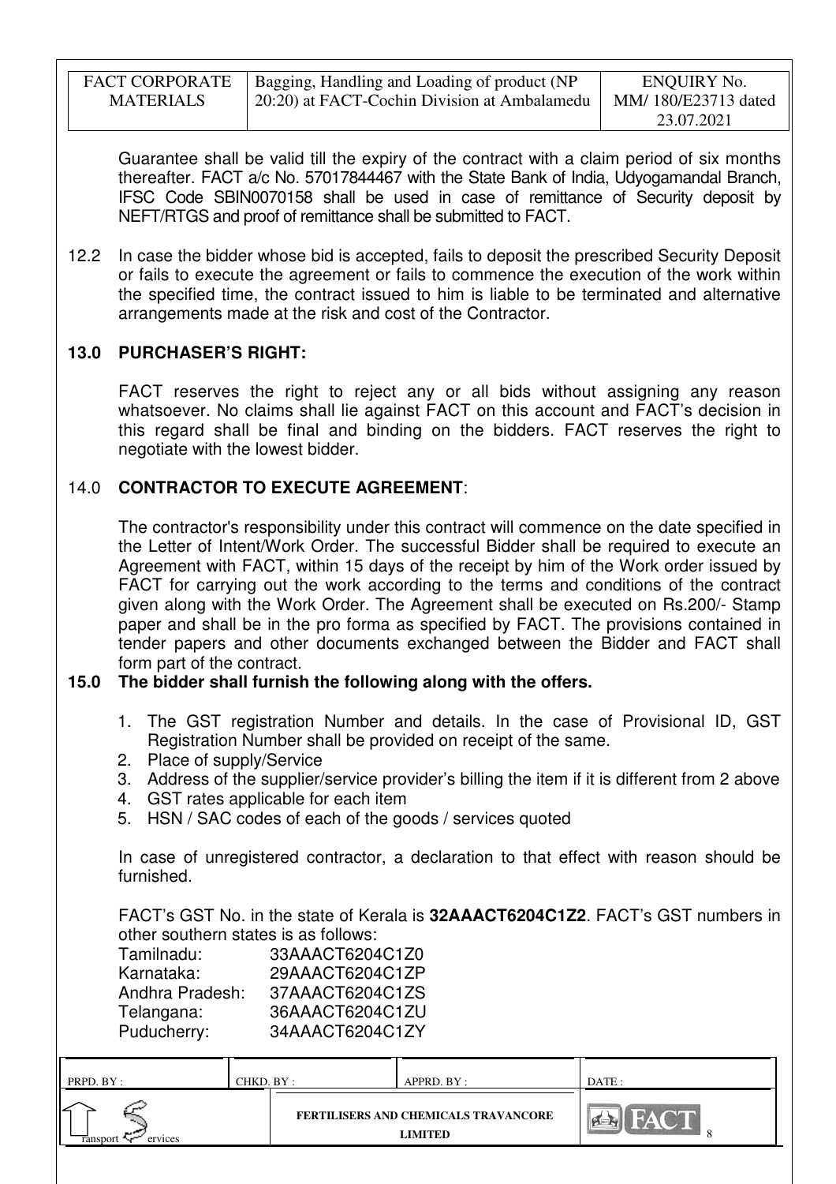Guarantee shall be valid till the expiry of the contract with a claim period of six months thereafter. FACT a/c No. 57017844467 with the State Bank of India, Udyogamandal Branch, IFSC Code SBIN0070158 shall be used in case of remittance of Security deposit by NEFT/RTGS and proof of remittance shall be submitted to FACT.

12.2 In case the bidder whose bid is accepted, fails to deposit the prescribed Security Deposit or fails to execute the agreement or fails to commence the execution of the work within the specified time, the contract issued to him is liable to be terminated and alternative arrangements made at the risk and cost of the Contractor.

## 13.0 PURCHASER'S RIGHT:

FACT reserves the right to reject any or all bids without assigning any reason whatsoever. No claims shall lie against FACT on this account and FACT's decision in this regard shall be final and binding on the bidders. FACT reserves the right to negotiate with the lowest bidder.

## 14.0 CONTRACTOR TO EXECUTE AGREEMENT:

The contractor's responsibility under this contract will commence on the date specified in the Letter of Intent/Work Order. The successful Bidder shall be required to execute an Agreement with FACT, within 15 days of the receipt by him of the Work order issued by FACT for carrying out the work according to the terms and conditions of the contract given along with the Work Order. The Agreement shall be executed on Rs.200/- Stamp paper and shall be in the pro forma as specified by FACT. The provisions contained in tender papers and other documents exchanged between the Bidder and FACT shall form part of the contract.

## 15.0 The bidder shall furnish the following along with the offers.

1. The GST registration Number and details. In the case of Provisional ID, GST Registration Number shall be provided on receipt of the same.
2. Place of supply/Service
3. Address of the supplier/service provider's billing the item if it is different from 2 above
4. GST rates applicable for each item
5. HSN / SAC codes of each of the goods / services quoted

In case of unregistered contractor, a declaration to that effect with reason should be furnished.

FACT's GST No. in the state of Kerala is **32AAACT6204C1Z2**. FACT's GST numbers in other southern states is as follows:

Tamilnadu: 33AAACT6204C1Z0
Karnataka: 29AAACT6204C1ZP
Andhra Pradesh: 37AAACT6204C1ZS
Telangana: 36AAACT6204C1ZU
Puducherry: 34AAACT6204C1ZY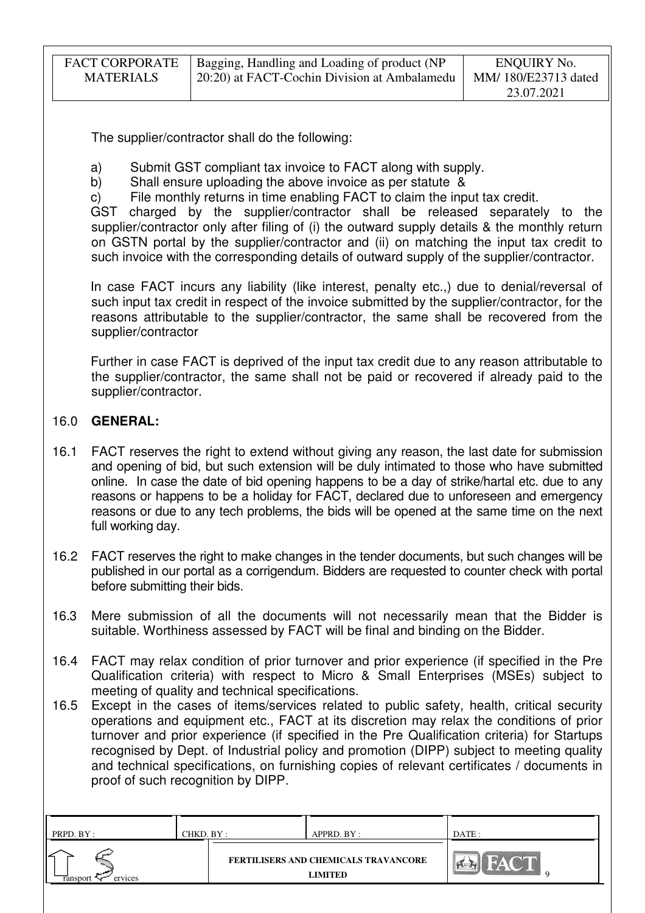The supplier/contractor shall do the following:

a) Submit GST compliant tax invoice to FACT along with supply.
b) Shall ensure uploading the above invoice as per statute &
c) File monthly returns in time enabling FACT to claim the input tax credit.

GST charged by the supplier/contractor shall be released separately to the supplier/contractor only after filing of (i) the outward supply details & the monthly return on GSTN portal by the supplier/contractor and (ii) on matching the input tax credit to such invoice with the corresponding details of outward supply of the supplier/contractor.

In case FACT incurs any liability (like interest, penalty etc.,) due to denial/reversal of such input tax credit in respect of the invoice submitted by the supplier/contractor, for the reasons attributable to the supplier/contractor, the same shall be recovered from the supplier/contractor

Further in case FACT is deprived of the input tax credit due to any reason attributable to the supplier/contractor, the same shall not be paid or recovered if already paid to the supplier/contractor.

## 16.0 GENERAL:

16.1 FACT reserves the right to extend without giving any reason, the last date for submission and opening of bid, but such extension will be duly intimated to those who have submitted online. In case the date of bid opening happens to be a day of strike/hartal etc. due to any reasons or happens to be a holiday for FACT, declared due to unforeseen and emergency reasons or due to any tech problems, the bids will be opened at the same time on the next full working day.

16.2 FACT reserves the right to make changes in the tender documents, but such changes will be published in our portal as a corrigendum. Bidders are requested to counter check with portal before submitting their bids.

16.3 Mere submission of all the documents will not necessarily mean that the Bidder is suitable. Worthiness assessed by FACT will be final and binding on the Bidder.

16.4 FACT may relax condition of prior turnover and prior experience (if specified in the Pre Qualification criteria) with respect to Micro & Small Enterprises (MSEs) subject to meeting of quality and technical specifications.

16.5 Except in the cases of items/services related to public safety, health, critical security operations and equipment etc., FACT at its discretion may relax the conditions of prior turnover and prior experience (if specified in the Pre Qualification criteria) for Startups recognised by Dept. of Industrial policy and promotion (DIPP) subject to meeting quality and technical specifications, on furnishing copies of relevant certificates / documents in proof of such recognition by DIPP.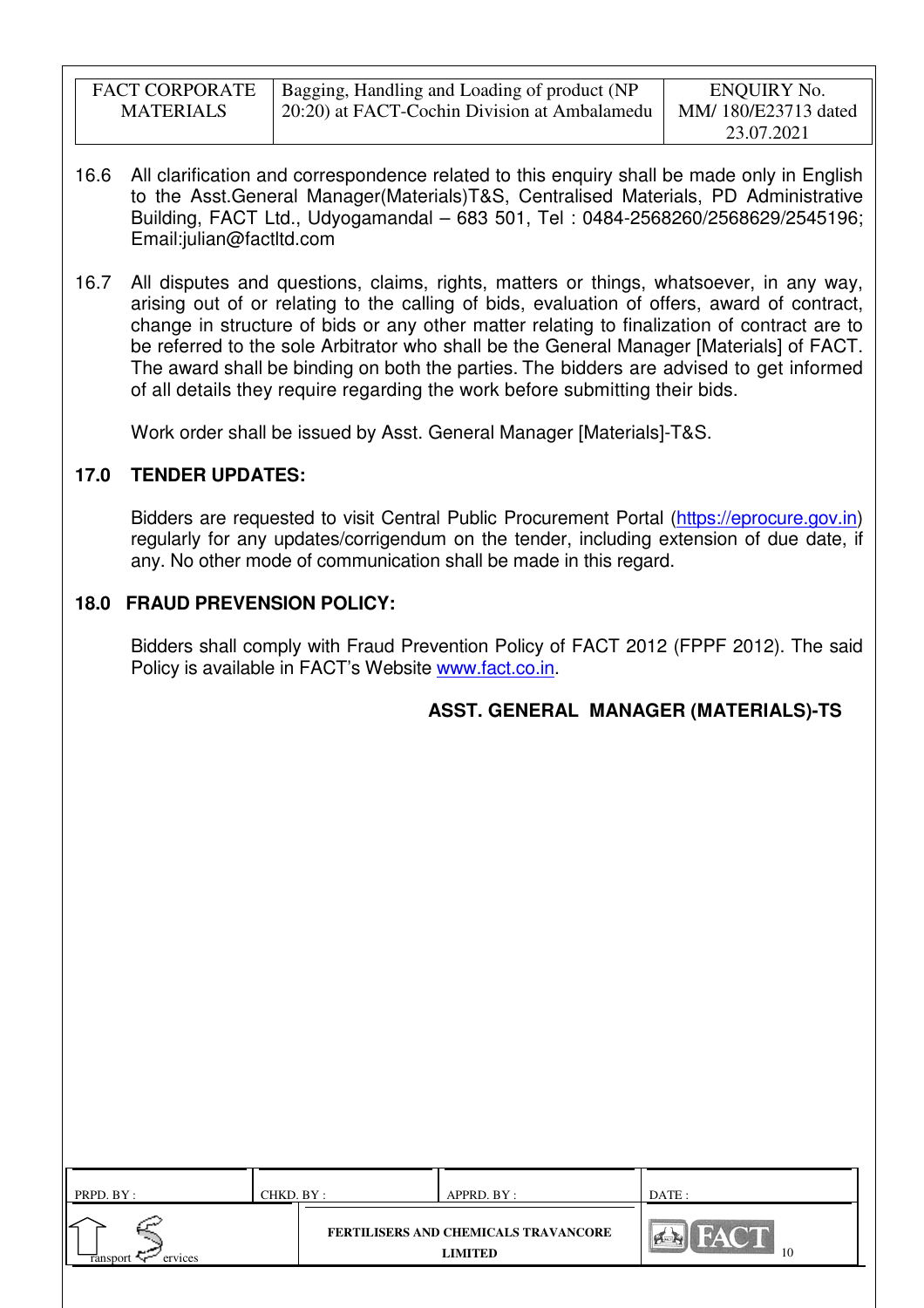16.6 All clarification and correspondence related to this enquiry shall be made only in English to the Asst.General Manager(Materials)T&S, Centralised Materials, PD Administrative Building, FACT Ltd., Udyogamandal – 683 501, Tel : 0484-2568260/2568629/2545196; Email:julian@factltd.com

16.7 All disputes and questions, claims, rights, matters or things, whatsoever, in any way, arising out of or relating to the calling of bids, evaluation of offers, award of contract, change in structure of bids or any other matter relating to finalization of contract are to be referred to the sole Arbitrator who shall be the General Manager [Materials] of FACT. The award shall be binding on both the parties. The bidders are advised to get informed of all details they require regarding the work before submitting their bids.

Work order shall be issued by Asst. General Manager [Materials]-T&S.

## 17.0 TENDER UPDATES:

Bidders are requested to visit Central Public Procurement Portal (https://eprocure.gov.in) regularly for any updates/corrigendum on the tender, including extension of due date, if any. No other mode of communication shall be made in this regard.

## 18.0 FRAUD PREVENSION POLICY:

Bidders shall comply with Fraud Prevention Policy of FACT 2012 (FPPF 2012). The said Policy is available in FACT's Website www.fact.co.in.

**ASST. GENERAL MANAGER (MATERIALS)-TS**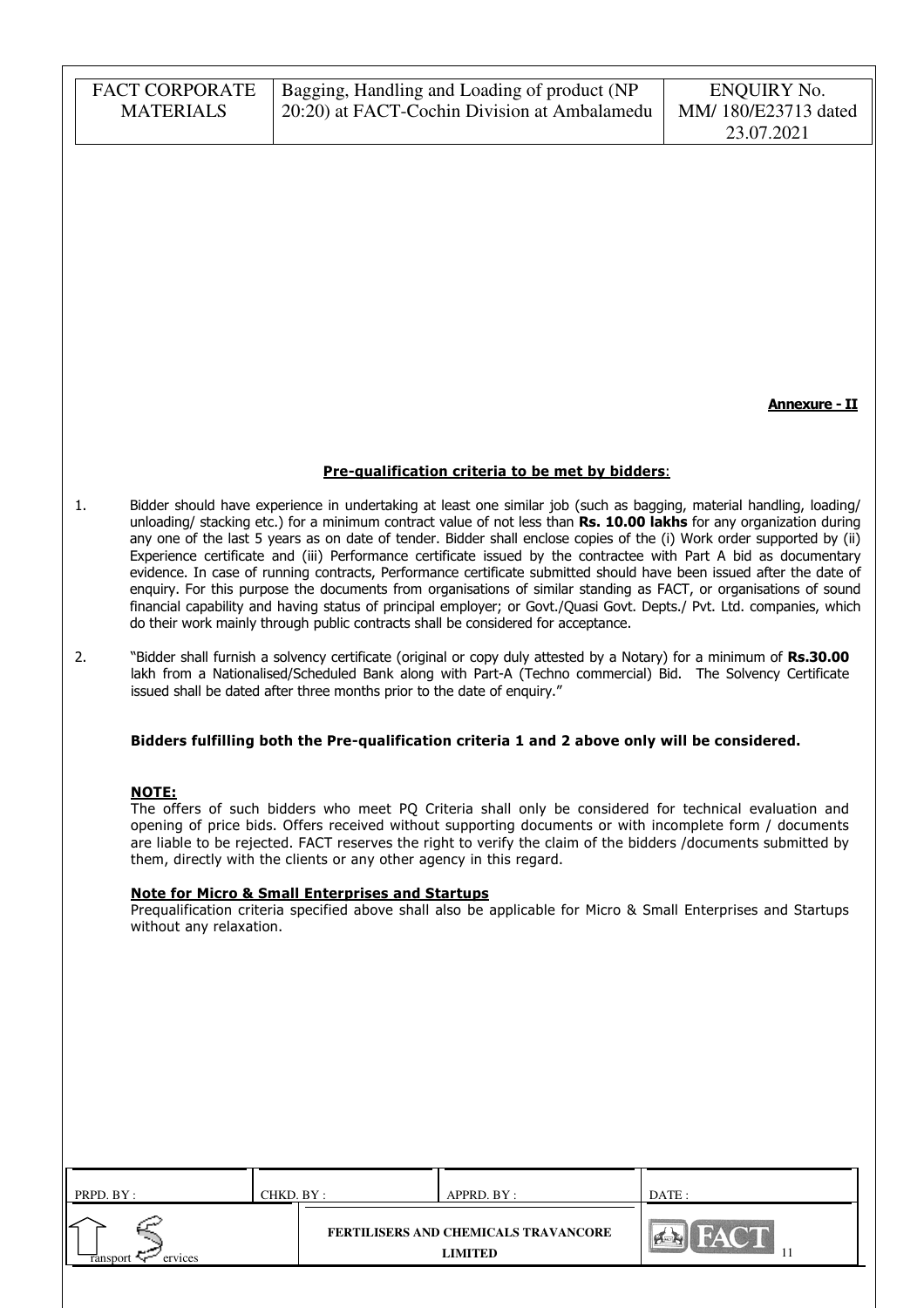**Annexure - II**

## Pre-qualification criteria to be met by bidders:

1. Bidder should have experience in undertaking at least one similar job (such as bagging, material handling, loading/ unloading/ stacking etc.) for a minimum contract value of not less than **Rs. 10.00 lakhs** for any organization during any one of the last 5 years as on date of tender. Bidder shall enclose copies of the (i) Work order supported by (ii) Experience certificate and (iii) Performance certificate issued by the contractee with Part A bid as documentary evidence. In case of running contracts, Performance certificate submitted should have been issued after the date of enquiry. For this purpose the documents from organisations of similar standing as FACT, or organisations of sound financial capability and having status of principal employer; or Govt./Quasi Govt. Depts./ Pvt. Ltd. companies, which do their work mainly through public contracts shall be considered for acceptance.

2. "Bidder shall furnish a solvency certificate (original or copy duly attested by a Notary) for a minimum of **Rs.30.00** lakh from a Nationalised/Scheduled Bank along with Part-A (Techno commercial) Bid. The Solvency Certificate issued shall be dated after three months prior to the date of enquiry."

**Bidders fulfilling both the Pre-qualification criteria 1 and 2 above only will be considered.**

**NOTE:**
The offers of such bidders who meet PQ Criteria shall only be considered for technical evaluation and opening of price bids. Offers received without supporting documents or with incomplete form / documents are liable to be rejected. FACT reserves the right to verify the claim of the bidders /documents submitted by them, directly with the clients or any other agency in this regard.

**Note for Micro & Small Enterprises and Startups**
Prequalification criteria specified above shall also be applicable for Micro & Small Enterprises and Startups without any relaxation.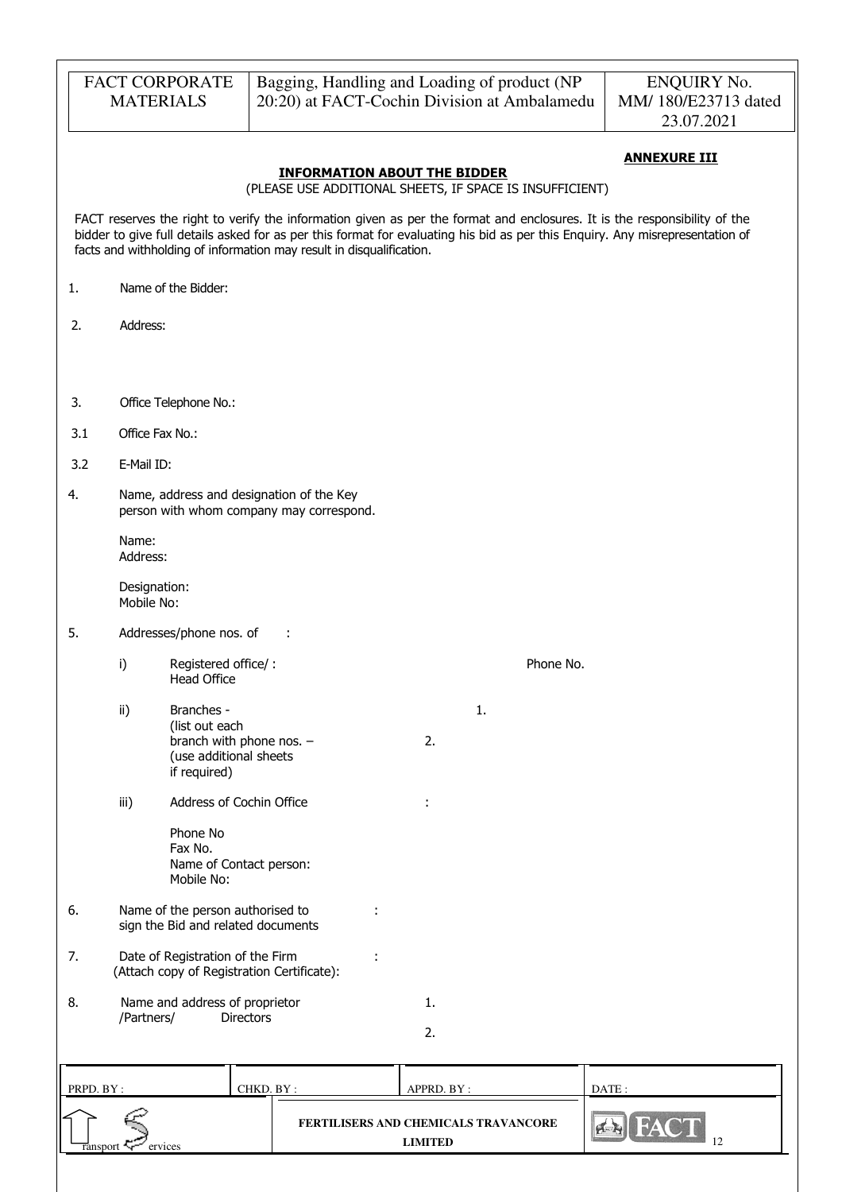**ANNEXURE III**

**INFORMATION ABOUT THE BIDDER**

(PLEASE USE ADDITIONAL SHEETS, IF SPACE IS INSUFFICIENT)

FACT reserves the right to verify the information given as per the format and enclosures. It is the responsibility of the bidder to give full details asked for as per this format for evaluating his bid as per this Enquiry. Any misrepresentation of facts and withholding of information may result in disqualification.

1. Name of the Bidder:

2. Address:

3. Office Telephone No.:

3.1 Office Fax No.:

3.2 E-Mail ID:

4. Name, address and designation of the Key person with whom company may correspond.

   Name:
   Address:

   Designation:
   Mobile No:

5. Addresses/phone nos. of :

   i) Registered office/ Head Office : Phone No.

   ii) Branches - (list out each branch with phone nos. – (use additional sheets if required)
      1.
      2.

   iii) Address of Cochin Office :

      Phone No
      Fax No.
      Name of Contact person:
      Mobile No:

6. Name of the person authorised to sign the Bid and related documents :

7. Date of Registration of the Firm (Attach copy of Registration Certificate): :

8. Name and address of proprietor /Partners/ Directors
   1.
   2.

| PRPD. BY : | CHKD. BY : | APPRD. BY : | DATE : |
|---|---|---|---|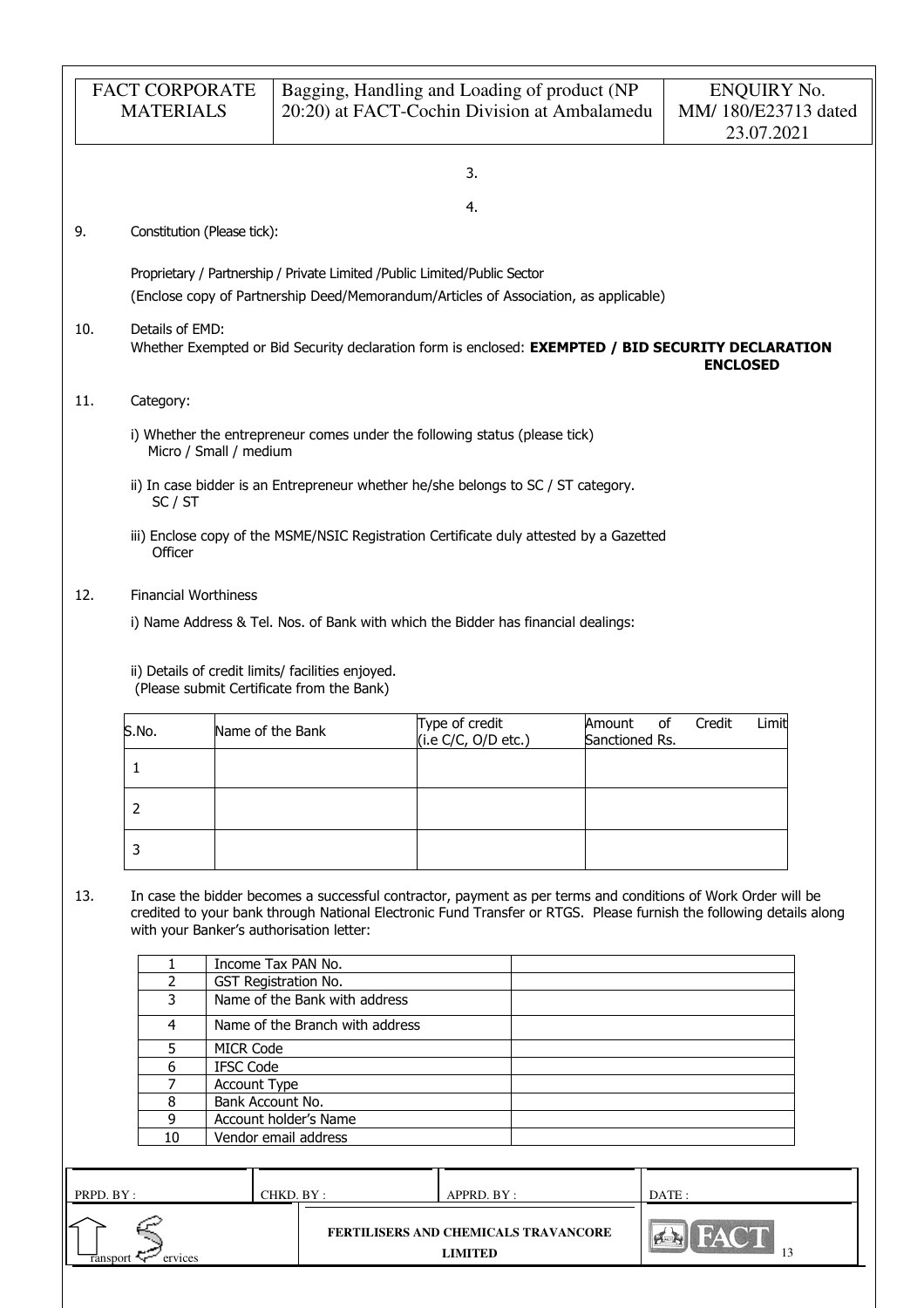3.

4.

9. Constitution (Please tick):

   Proprietary / Partnership / Private Limited /Public Limited/Public Sector

   (Enclose copy of Partnership Deed/Memorandum/Articles of Association, as applicable)

10. Details of EMD:
    Whether Exempted or Bid Security declaration form is enclosed: **EXEMPTED / BID SECURITY DECLARATION ENCLOSED**

11. Category:

    i) Whether the entrepreneur comes under the following status (please tick)
       Micro / Small / medium

    ii) In case bidder is an Entrepreneur whether he/she belongs to SC / ST category.
       SC / ST

    iii) Enclose copy of the MSME/NSIC Registration Certificate duly attested by a Gazetted Officer

12. Financial Worthiness

    i) Name Address & Tel. Nos. of Bank with which the Bidder has financial dealings:

    ii) Details of credit limits/ facilities enjoyed.
    (Please submit Certificate from the Bank)

| S.No. | Name of the Bank | Type of credit (i.e C/C, O/D etc.) | Amount of Credit Limit Sanctioned Rs. |
|---|---|---|---|
| 1 | | | |
| 2 | | | |
| 3 | | | |

13. In case the bidder becomes a successful contractor, payment as per terms and conditions of Work Order will be credited to your bank through National Electronic Fund Transfer or RTGS. Please furnish the following details along with your Banker's authorisation letter:

| | | |
|---|---|---|
| 1 | Income Tax PAN No. | |
| 2 | GST Registration No. | |
| 3 | Name of the Bank with address | |
| 4 | Name of the Branch with address | |
| 5 | MICR Code | |
| 6 | IFSC Code | |
| 7 | Account Type | |
| 8 | Bank Account No. | |
| 9 | Account holder's Name | |
| 10 | Vendor email address | |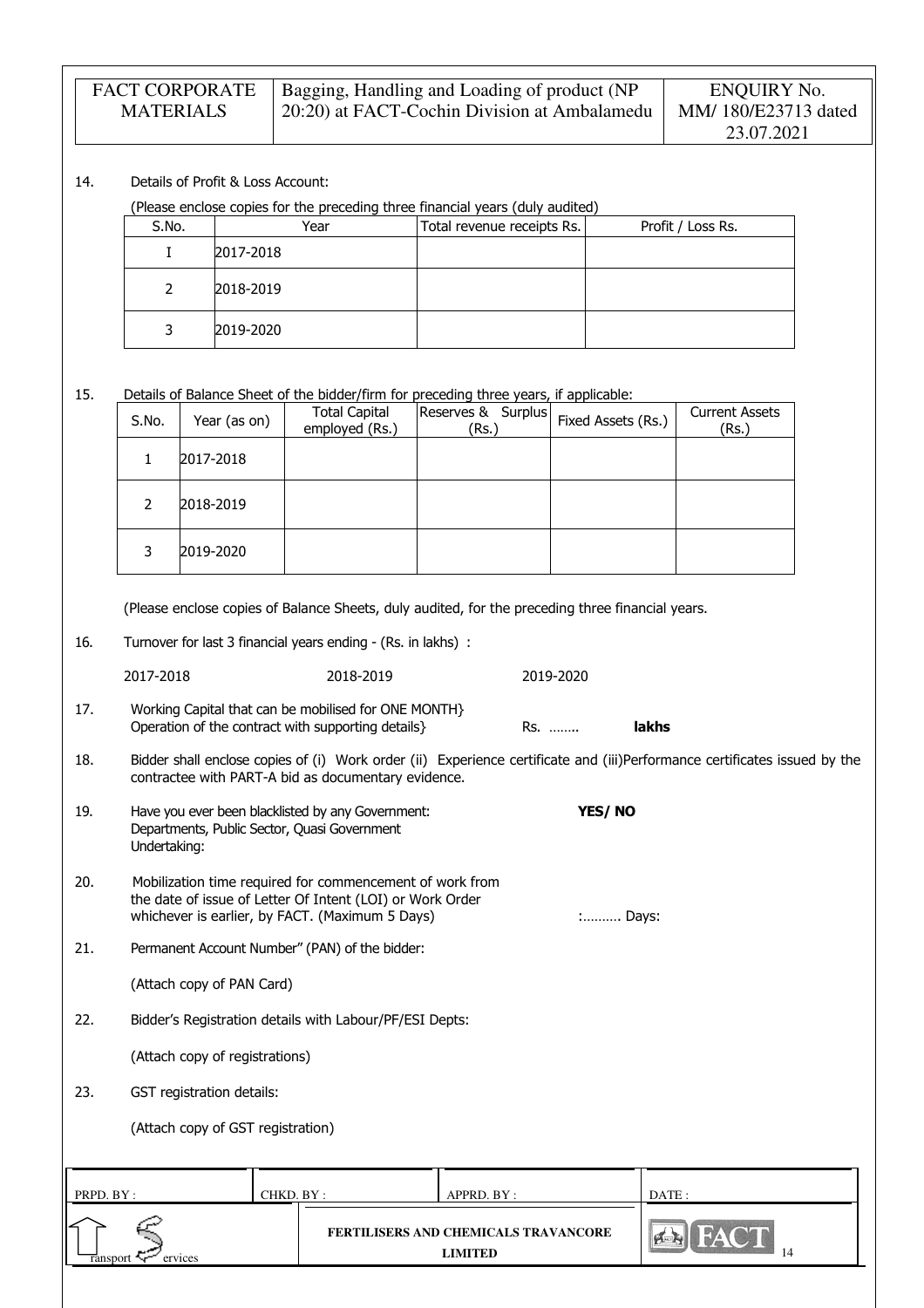14. Details of Profit & Loss Account:

(Please enclose copies for the preceding three financial years (duly audited)

| S.No. | Year | Total revenue receipts Rs. | Profit / Loss Rs. |
|---|---|---|---|
| I | 2017-2018 | | |
| 2 | 2018-2019 | | |
| 3 | 2019-2020 | | |

15. Details of Balance Sheet of the bidder/firm for preceding three years, if applicable:

| S.No. | Year (as on) | Total Capital employed (Rs.) | Reserves & Surplus (Rs.) | Fixed Assets (Rs.) | Current Assets (Rs.) |
|---|---|---|---|---|---|
| 1 | 2017-2018 | | | | |
| 2 | 2018-2019 | | | | |
| 3 | 2019-2020 | | | | |

(Please enclose copies of Balance Sheets, duly audited, for the preceding three financial years.

16. Turnover for last 3 financial years ending - (Rs. in lakhs) :

2017-2018 2018-2019 2019-2020

17. Working Capital that can be mobilised for ONE MONTH} Operation of the contract with supporting details} Rs. …….. **lakhs**

18. Bidder shall enclose copies of (i) Work order (ii) Experience certificate and (iii)Performance certificates issued by the contractee with PART-A bid as documentary evidence.

19. Have you ever been blacklisted by any Government: Departments, Public Sector, Quasi Government Undertaking: **YES/ NO**

20. Mobilization time required for commencement of work from the date of issue of Letter Of Intent (LOI) or Work Order whichever is earlier, by FACT. (Maximum 5 Days) :………. Days:

21. Permanent Account Number" (PAN) of the bidder:

(Attach copy of PAN Card)

22. Bidder's Registration details with Labour/PF/ESI Depts:

(Attach copy of registrations)

23. GST registration details:

(Attach copy of GST registration)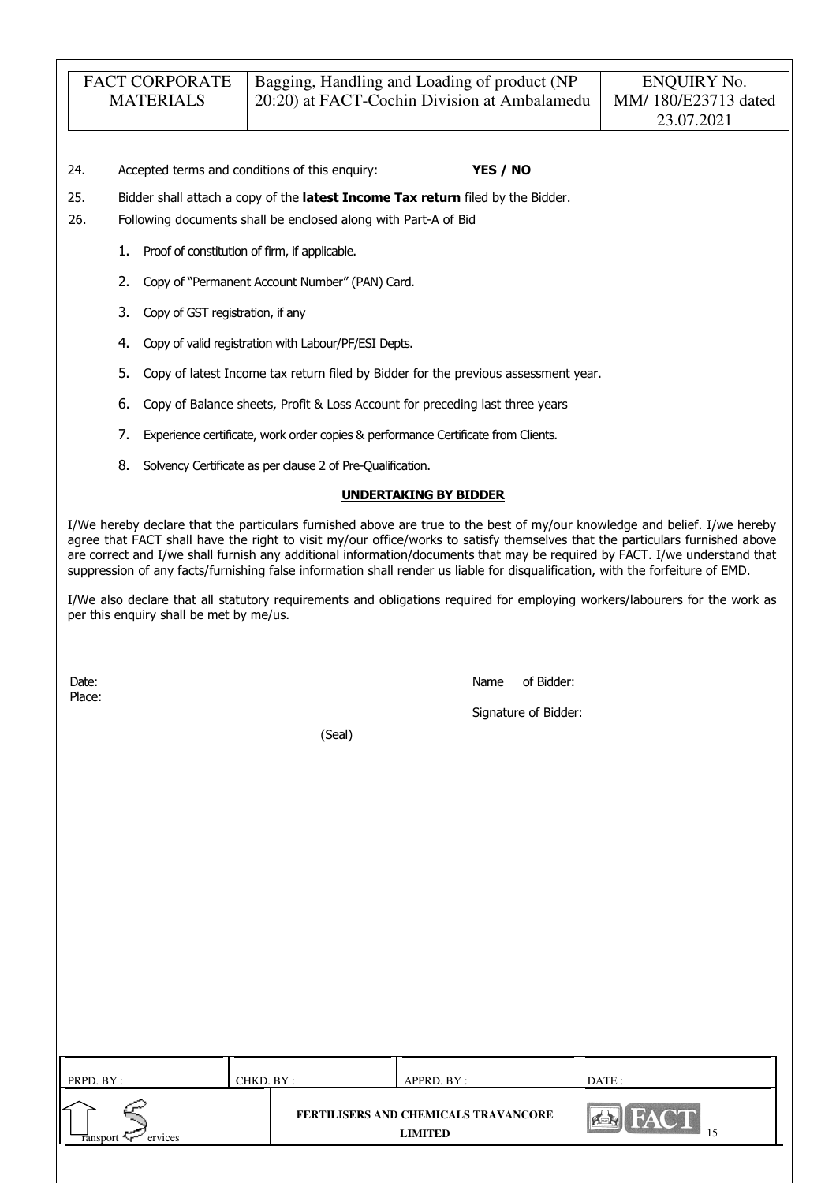24. Accepted terms and conditions of this enquiry: **YES / NO**

25. Bidder shall attach a copy of the **latest Income Tax return** filed by the Bidder.

26. Following documents shall be enclosed along with Part-A of Bid

    1. Proof of constitution of firm, if applicable.
    2. Copy of "Permanent Account Number" (PAN) Card.
    3. Copy of GST registration, if any
    4. Copy of valid registration with Labour/PF/ESI Depts.
    5. Copy of latest Income tax return filed by Bidder for the previous assessment year.
    6. Copy of Balance sheets, Profit & Loss Account for preceding last three years
    7. Experience certificate, work order copies & performance Certificate from Clients.
    8. Solvency Certificate as per clause 2 of Pre-Qualification.

**UNDERTAKING BY BIDDER**

I/We hereby declare that the particulars furnished above are true to the best of my/our knowledge and belief. I/we hereby agree that FACT shall have the right to visit my/our office/works to satisfy themselves that the particulars furnished above are correct and I/we shall furnish any additional information/documents that may be required by FACT. I/we understand that suppression of any facts/furnishing false information shall render us liable for disqualification, with the forfeiture of EMD.

I/We also declare that all statutory requirements and obligations required for employing workers/labourers for the work as per this enquiry shall be met by me/us.

Date:

Place:

Name of Bidder:

Signature of Bidder:

(Seal)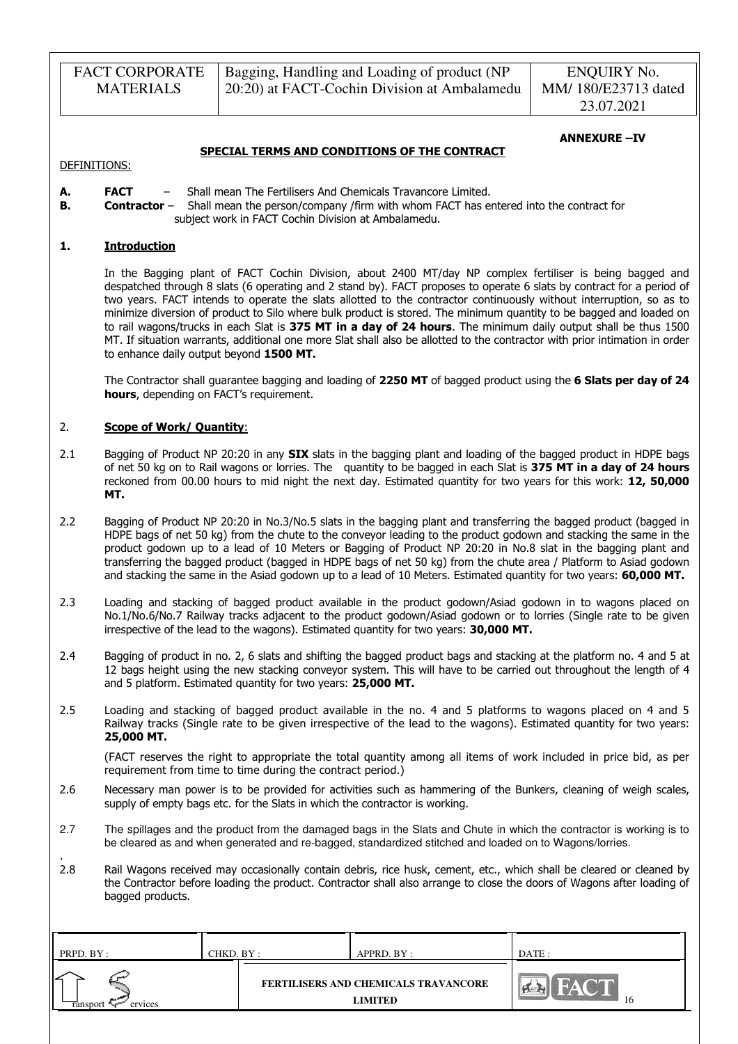**ANNEXURE –IV**

**SPECIAL TERMS AND CONDITIONS OF THE CONTRACT**

DEFINITIONS:

**A. FACT** – Shall mean The Fertilisers And Chemicals Travancore Limited.

**B. Contractor** – Shall mean the person/company /firm with whom FACT has entered into the contract for subject work in FACT Cochin Division at Ambalamedu.

## 1. Introduction

In the Bagging plant of FACT Cochin Division, about 2400 MT/day NP complex fertiliser is being bagged and despatched through 8 slats (6 operating and 2 stand by). FACT proposes to operate 6 slats by contract for a period of two years. FACT intends to operate the slats allotted to the contractor continuously without interruption, so as to minimize diversion of product to Silo where bulk product is stored. The minimum quantity to be bagged and loaded on to rail wagons/trucks in each Slat is **375 MT in a day of 24 hours**. The minimum daily output shall be thus 1500 MT. If situation warrants, additional one more Slat shall also be allotted to the contractor with prior intimation in order to enhance daily output beyond **1500 MT.**

The Contractor shall guarantee bagging and loading of **2250 MT** of bagged product using the **6 Slats per day of 24 hours**, depending on FACT's requirement.

## 2. Scope of Work/ Quantity:

2.1 Bagging of Product NP 20:20 in any **SIX** slats in the bagging plant and loading of the bagged product in HDPE bags of net 50 kg on to Rail wagons or lorries. The quantity to be bagged in each Slat is **375 MT in a day of 24 hours** reckoned from 00.00 hours to mid night the next day. Estimated quantity for two years for this work: **12, 50,000 MT.**

2.2 Bagging of Product NP 20:20 in No.3/No.5 slats in the bagging plant and transferring the bagged product (bagged in HDPE bags of net 50 kg) from the chute to the conveyor leading to the product godown and stacking the same in the product godown up to a lead of 10 Meters or Bagging of Product NP 20:20 in No.8 slat in the bagging plant and transferring the bagged product (bagged in HDPE bags of net 50 kg) from the chute area / Platform to Asiad godown and stacking the same in the Asiad godown up to a lead of 10 Meters. Estimated quantity for two years: **60,000 MT.**

2.3 Loading and stacking of bagged product available in the product godown/Asiad godown in to wagons placed on No.1/No.6/No.7 Railway tracks adjacent to the product godown/Asiad godown or to lorries (Single rate to be given irrespective of the lead to the wagons). Estimated quantity for two years: **30,000 MT.**

2.4 Bagging of product in no. 2, 6 slats and shifting the bagged product bags and stacking at the platform no. 4 and 5 at 12 bags height using the new stacking conveyor system. This will have to be carried out throughout the length of 4 and 5 platform. Estimated quantity for two years: **25,000 MT.**

2.5 Loading and stacking of bagged product available in the no. 4 and 5 platforms to wagons placed on 4 and 5 Railway tracks (Single rate to be given irrespective of the lead to the wagons). Estimated quantity for two years: **25,000 MT.**

(FACT reserves the right to appropriate the total quantity among all items of work included in price bid, as per requirement from time to time during the contract period.)

2.6 Necessary man power is to be provided for activities such as hammering of the Bunkers, cleaning of weigh scales, supply of empty bags etc. for the Slats in which the contractor is working.

2.7 The spillages and the product from the damaged bags in the Slats and Chute in which the contractor is working is to be cleared as and when generated and re-bagged, standardized stitched and loaded on to Wagons/lorries.

2.8 Rail Wagons received may occasionally contain debris, rice husk, cement, etc., which shall be cleared or cleaned by the Contractor before loading the product. Contractor shall also arrange to close the doors of Wagons after loading of bagged products.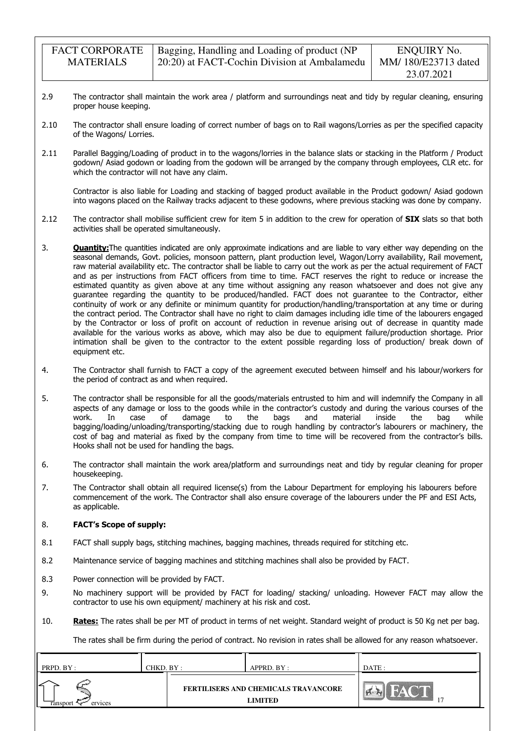2.9 The contractor shall maintain the work area / platform and surroundings neat and tidy by regular cleaning, ensuring proper house keeping.

2.10 The contractor shall ensure loading of correct number of bags on to Rail wagons/Lorries as per the specified capacity of the Wagons/ Lorries.

2.11 Parallel Bagging/Loading of product in to the wagons/lorries in the balance slats or stacking in the Platform / Product godown/ Asiad godown or loading from the godown will be arranged by the company through employees, CLR etc. for which the contractor will not have any claim.

Contractor is also liable for Loading and stacking of bagged product available in the Product godown/ Asiad godown into wagons placed on the Railway tracks adjacent to these godowns, where previous stacking was done by company.

2.12 The contractor shall mobilise sufficient crew for item 5 in addition to the crew for operation of **SIX** slats so that both activities shall be operated simultaneously.

3. **Quantity:** The quantities indicated are only approximate indications and are liable to vary either way depending on the seasonal demands, Govt. policies, monsoon pattern, plant production level, Wagon/Lorry availability, Rail movement, raw material availability etc. The contractor shall be liable to carry out the work as per the actual requirement of FACT and as per instructions from FACT officers from time to time. FACT reserves the right to reduce or increase the estimated quantity as given above at any time without assigning any reason whatsoever and does not give any guarantee regarding the quantity to be produced/handled. FACT does not guarantee to the Contractor, either continuity of work or any definite or minimum quantity for production/handling/transportation at any time or during the contract period. The Contractor shall have no right to claim damages including idle time of the labourers engaged by the Contractor or loss of profit on account of reduction in revenue arising out of decrease in quantity made available for the various works as above, which may also be due to equipment failure/production shortage. Prior intimation shall be given to the contractor to the extent possible regarding loss of production/ break down of equipment etc.

4. The Contractor shall furnish to FACT a copy of the agreement executed between himself and his labour/workers for the period of contract as and when required.

5. The contractor shall be responsible for all the goods/materials entrusted to him and will indemnify the Company in all aspects of any damage or loss to the goods while in the contractor's custody and during the various courses of the work. In case of damage to the bags and material inside the bag while bagging/loading/unloading/transporting/stacking due to rough handling by contractor's labourers or machinery, the cost of bag and material as fixed by the company from time to time will be recovered from the contractor's bills. Hooks shall not be used for handling the bags.

6. The contractor shall maintain the work area/platform and surroundings neat and tidy by regular cleaning for proper housekeeping.

7. The Contractor shall obtain all required license(s) from the Labour Department for employing his labourers before commencement of the work. The Contractor shall also ensure coverage of the labourers under the PF and ESI Acts, as applicable.

8. **FACT's Scope of supply:**

8.1 FACT shall supply bags, stitching machines, bagging machines, threads required for stitching etc.

8.2 Maintenance service of bagging machines and stitching machines shall also be provided by FACT.

8.3 Power connection will be provided by FACT.

9. No machinery support will be provided by FACT for loading/ stacking/ unloading. However FACT may allow the contractor to use his own equipment/ machinery at his risk and cost.

10. **Rates:** The rates shall be per MT of product in terms of net weight. Standard weight of product is 50 Kg net per bag.

The rates shall be firm during the period of contract. No revision in rates shall be allowed for any reason whatsoever.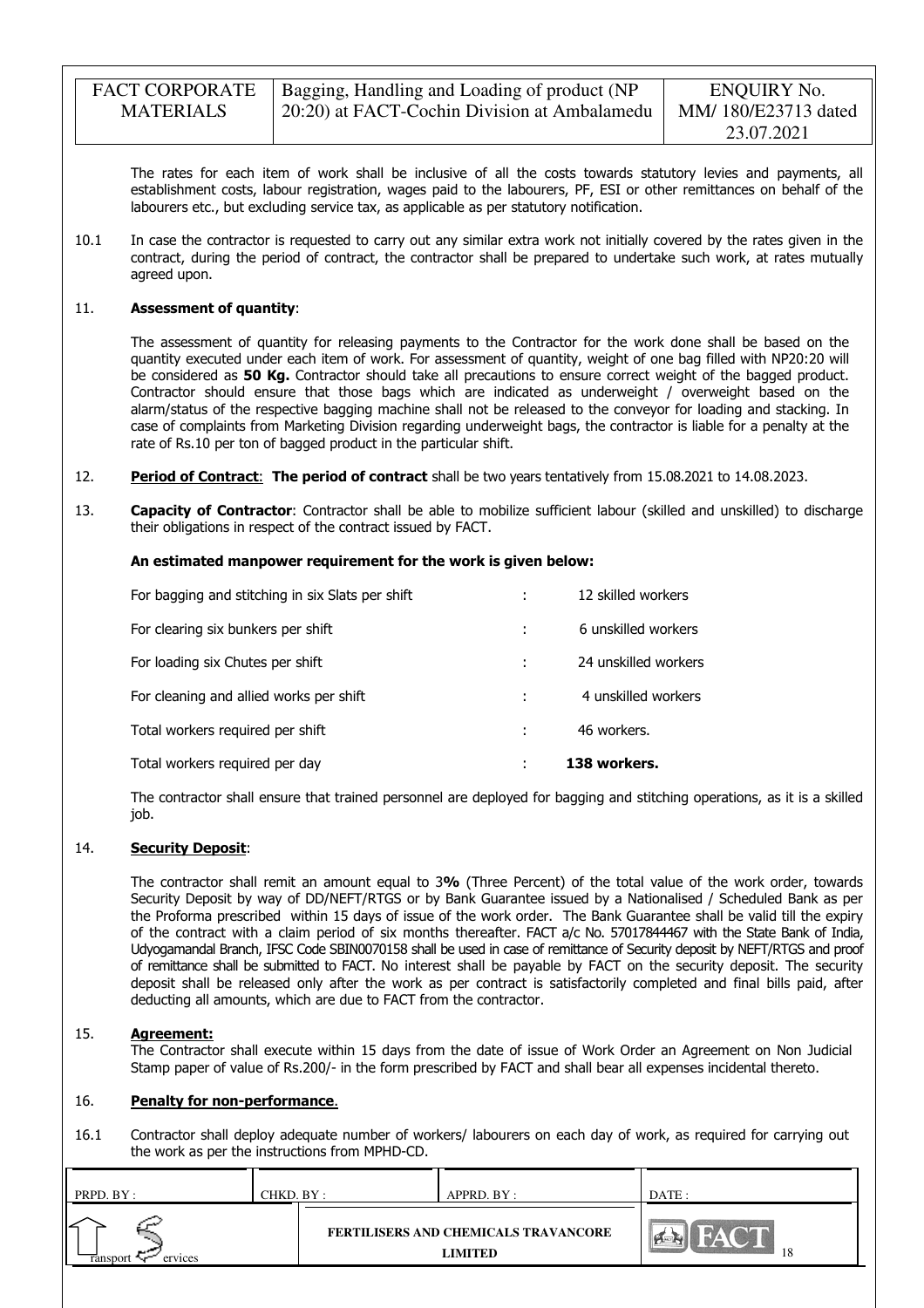The rates for each item of work shall be inclusive of all the costs towards statutory levies and payments, all establishment costs, labour registration, wages paid to the labourers, PF, ESI or other remittances on behalf of the labourers etc., but excluding service tax, as applicable as per statutory notification.

10.1 In case the contractor is requested to carry out any similar extra work not initially covered by the rates given in the contract, during the period of contract, the contractor shall be prepared to undertake such work, at rates mutually agreed upon.

11. **Assessment of quantity**:

The assessment of quantity for releasing payments to the Contractor for the work done shall be based on the quantity executed under each item of work. For assessment of quantity, weight of one bag filled with NP20:20 will be considered as **50 Kg.** Contractor should take all precautions to ensure correct weight of the bagged product. Contractor should ensure that those bags which are indicated as underweight / overweight based on the alarm/status of the respective bagging machine shall not be released to the conveyor for loading and stacking. In case of complaints from Marketing Division regarding underweight bags, the contractor is liable for a penalty at the rate of Rs.10 per ton of bagged product in the particular shift.

12. **Period of Contract**: **The period of contract** shall be two years tentatively from 15.08.2021 to 14.08.2023.

13. **Capacity of Contractor**: Contractor shall be able to mobilize sufficient labour (skilled and unskilled) to discharge their obligations in respect of the contract issued by FACT.

**An estimated manpower requirement for the work is given below:**

| | | |
|---|---|---|
| For bagging and stitching in six Slats per shift | : | 12 skilled workers |
| For clearing six bunkers per shift | : | 6 unskilled workers |
| For loading six Chutes per shift | : | 24 unskilled workers |
| For cleaning and allied works per shift | : | 4 unskilled workers |
| Total workers required per shift | : | 46 workers. |
| Total workers required per day | : | **138 workers.** |

The contractor shall ensure that trained personnel are deployed for bagging and stitching operations, as it is a skilled job.

14. **Security Deposit**:

The contractor shall remit an amount equal to 3**%** (Three Percent) of the total value of the work order, towards Security Deposit by way of DD/NEFT/RTGS or by Bank Guarantee issued by a Nationalised / Scheduled Bank as per the Proforma prescribed within 15 days of issue of the work order. The Bank Guarantee shall be valid till the expiry of the contract with a claim period of six months thereafter. FACT a/c No. 57017844467 with the State Bank of India, Udyogamandal Branch, IFSC Code SBIN0070158 shall be used in case of remittance of Security deposit by NEFT/RTGS and proof of remittance shall be submitted to FACT. No interest shall be payable by FACT on the security deposit. The security deposit shall be released only after the work as per contract is satisfactorily completed and final bills paid, after deducting all amounts, which are due to FACT from the contractor.

15. **Agreement:**

The Contractor shall execute within 15 days from the date of issue of Work Order an Agreement on Non Judicial Stamp paper of value of Rs.200/- in the form prescribed by FACT and shall bear all expenses incidental thereto.

16. **Penalty for non-performance**.

16.1 Contractor shall deploy adequate number of workers/ labourers on each day of work, as required for carrying out the work as per the instructions from MPHD-CD.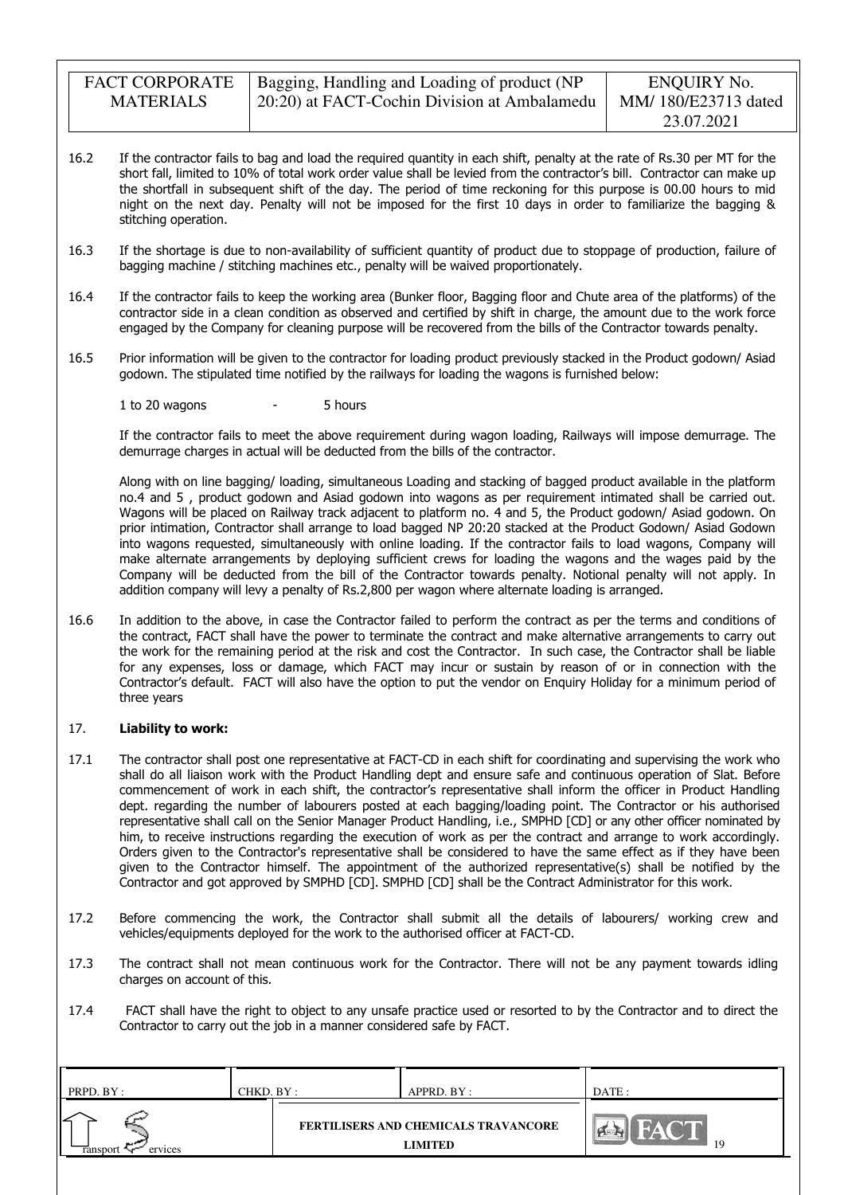16.2 If the contractor fails to bag and load the required quantity in each shift, penalty at the rate of Rs.30 per MT for the short fall, limited to 10% of total work order value shall be levied from the contractor's bill. Contractor can make up the shortfall in subsequent shift of the day. The period of time reckoning for this purpose is 00.00 hours to mid night on the next day. Penalty will not be imposed for the first 10 days in order to familiarize the bagging & stitching operation.

16.3 If the shortage is due to non-availability of sufficient quantity of product due to stoppage of production, failure of bagging machine / stitching machines etc., penalty will be waived proportionately.

16.4 If the contractor fails to keep the working area (Bunker floor, Bagging floor and Chute area of the platforms) of the contractor side in a clean condition as observed and certified by shift in charge, the amount due to the work force engaged by the Company for cleaning purpose will be recovered from the bills of the Contractor towards penalty.

16.5 Prior information will be given to the contractor for loading product previously stacked in the Product godown/ Asiad godown. The stipulated time notified by the railways for loading the wagons is furnished below:

1 to 20 wagons - 5 hours

If the contractor fails to meet the above requirement during wagon loading, Railways will impose demurrage. The demurrage charges in actual will be deducted from the bills of the contractor.

Along with on line bagging/ loading, simultaneous Loading and stacking of bagged product available in the platform no.4 and 5 , product godown and Asiad godown into wagons as per requirement intimated shall be carried out. Wagons will be placed on Railway track adjacent to platform no. 4 and 5, the Product godown/ Asiad godown. On prior intimation, Contractor shall arrange to load bagged NP 20:20 stacked at the Product Godown/ Asiad Godown into wagons requested, simultaneously with online loading. If the contractor fails to load wagons, Company will make alternate arrangements by deploying sufficient crews for loading the wagons and the wages paid by the Company will be deducted from the bill of the Contractor towards penalty. Notional penalty will not apply. In addition company will levy a penalty of Rs.2,800 per wagon where alternate loading is arranged.

16.6 In addition to the above, in case the Contractor failed to perform the contract as per the terms and conditions of the contract, FACT shall have the power to terminate the contract and make alternative arrangements to carry out the work for the remaining period at the risk and cost the Contractor. In such case, the Contractor shall be liable for any expenses, loss or damage, which FACT may incur or sustain by reason of or in connection with the Contractor's default. FACT will also have the option to put the vendor on Enquiry Holiday for a minimum period of three years

## 17. **Liability to work:**

17.1 The contractor shall post one representative at FACT-CD in each shift for coordinating and supervising the work who shall do all liaison work with the Product Handling dept and ensure safe and continuous operation of Slat. Before commencement of work in each shift, the contractor's representative shall inform the officer in Product Handling dept. regarding the number of labourers posted at each bagging/loading point. The Contractor or his authorised representative shall call on the Senior Manager Product Handling, i.e., SMPHD [CD] or any other officer nominated by him, to receive instructions regarding the execution of work as per the contract and arrange to work accordingly. Orders given to the Contractor's representative shall be considered to have the same effect as if they have been given to the Contractor himself. The appointment of the authorized representative(s) shall be notified by the Contractor and got approved by SMPHD [CD]. SMPHD [CD] shall be the Contract Administrator for this work.

17.2 Before commencing the work, the Contractor shall submit all the details of labourers/ working crew and vehicles/equipments deployed for the work to the authorised officer at FACT-CD.

17.3 The contract shall not mean continuous work for the Contractor. There will not be any payment towards idling charges on account of this.

17.4 FACT shall have the right to object to any unsafe practice used or resorted to by the Contractor and to direct the Contractor to carry out the job in a manner considered safe by FACT.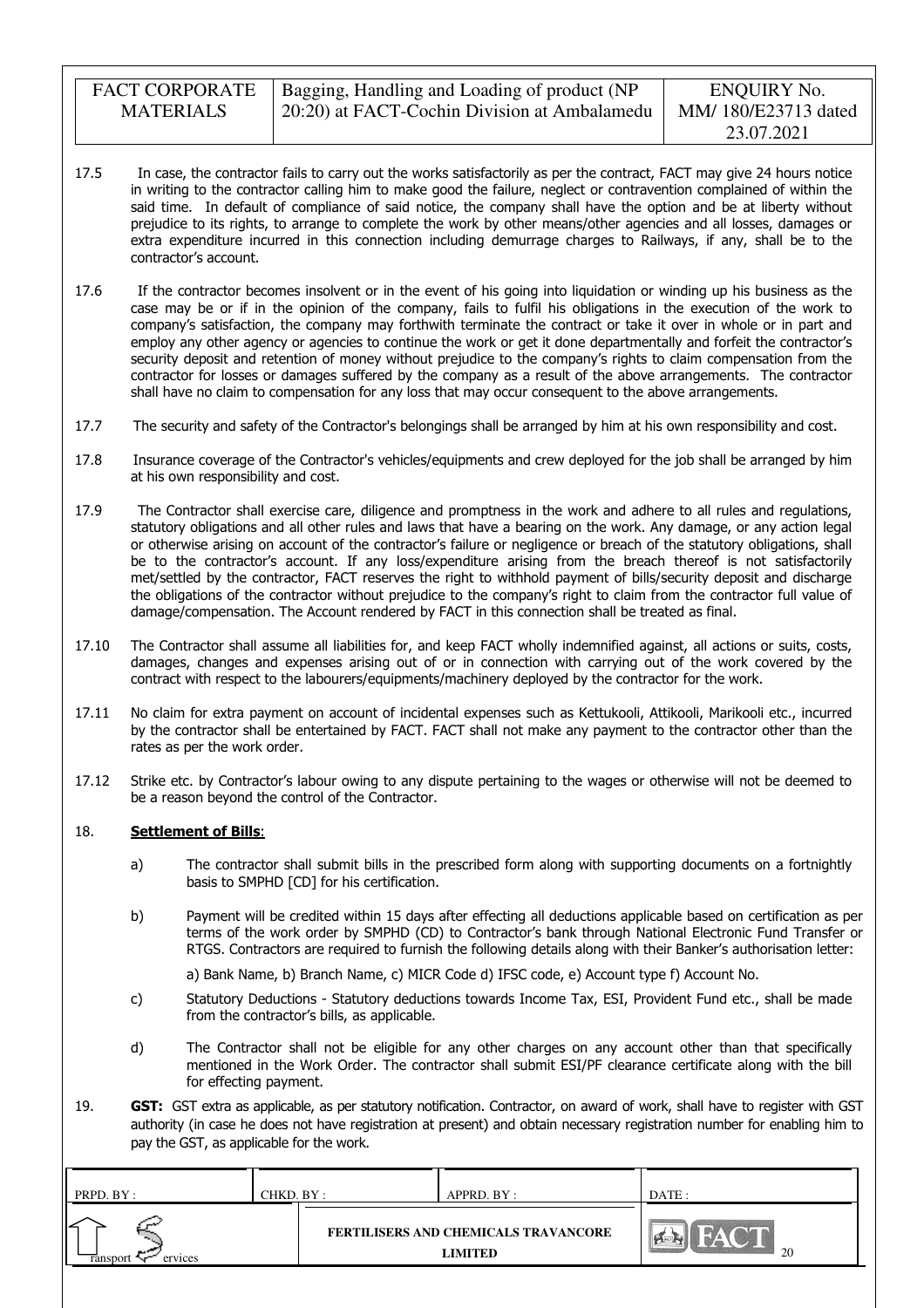17.5 In case, the contractor fails to carry out the works satisfactorily as per the contract, FACT may give 24 hours notice in writing to the contractor calling him to make good the failure, neglect or contravention complained of within the said time. In default of compliance of said notice, the company shall have the option and be at liberty without prejudice to its rights, to arrange to complete the work by other means/other agencies and all losses, damages or extra expenditure incurred in this connection including demurrage charges to Railways, if any, shall be to the contractor's account.

17.6 If the contractor becomes insolvent or in the event of his going into liquidation or winding up his business as the case may be or if in the opinion of the company, fails to fulfil his obligations in the execution of the work to company's satisfaction, the company may forthwith terminate the contract or take it over in whole or in part and employ any other agency or agencies to continue the work or get it done departmentally and forfeit the contractor's security deposit and retention of money without prejudice to the company's rights to claim compensation from the contractor for losses or damages suffered by the company as a result of the above arrangements. The contractor shall have no claim to compensation for any loss that may occur consequent to the above arrangements.

17.7 The security and safety of the Contractor's belongings shall be arranged by him at his own responsibility and cost.

17.8 Insurance coverage of the Contractor's vehicles/equipments and crew deployed for the job shall be arranged by him at his own responsibility and cost.

17.9 The Contractor shall exercise care, diligence and promptness in the work and adhere to all rules and regulations, statutory obligations and all other rules and laws that have a bearing on the work. Any damage, or any action legal or otherwise arising on account of the contractor's failure or negligence or breach of the statutory obligations, shall be to the contractor's account. If any loss/expenditure arising from the breach thereof is not satisfactorily met/settled by the contractor, FACT reserves the right to withhold payment of bills/security deposit and discharge the obligations of the contractor without prejudice to the company's right to claim from the contractor full value of damage/compensation. The Account rendered by FACT in this connection shall be treated as final.

17.10 The Contractor shall assume all liabilities for, and keep FACT wholly indemnified against, all actions or suits, costs, damages, changes and expenses arising out of or in connection with carrying out of the work covered by the contract with respect to the labourers/equipments/machinery deployed by the contractor for the work.

17.11 No claim for extra payment on account of incidental expenses such as Kettukooli, Attikooli, Marikooli etc., incurred by the contractor shall be entertained by FACT. FACT shall not make any payment to the contractor other than the rates as per the work order.

17.12 Strike etc. by Contractor's labour owing to any dispute pertaining to the wages or otherwise will not be deemed to be a reason beyond the control of the Contractor.

18. **Settlement of Bills**:

a) The contractor shall submit bills in the prescribed form along with supporting documents on a fortnightly basis to SMPHD [CD] for his certification.

b) Payment will be credited within 15 days after effecting all deductions applicable based on certification as per terms of the work order by SMPHD (CD) to Contractor's bank through National Electronic Fund Transfer or RTGS. Contractors are required to furnish the following details along with their Banker's authorisation letter:

a) Bank Name, b) Branch Name, c) MICR Code d) IFSC code, e) Account type f) Account No.

c) Statutory Deductions - Statutory deductions towards Income Tax, ESI, Provident Fund etc., shall be made from the contractor's bills, as applicable.

d) The Contractor shall not be eligible for any other charges on any account other than that specifically mentioned in the Work Order. The contractor shall submit ESI/PF clearance certificate along with the bill for effecting payment.

19. **GST:** GST extra as applicable, as per statutory notification. Contractor, on award of work, shall have to register with GST authority (in case he does not have registration at present) and obtain necessary registration number for enabling him to pay the GST, as applicable for the work.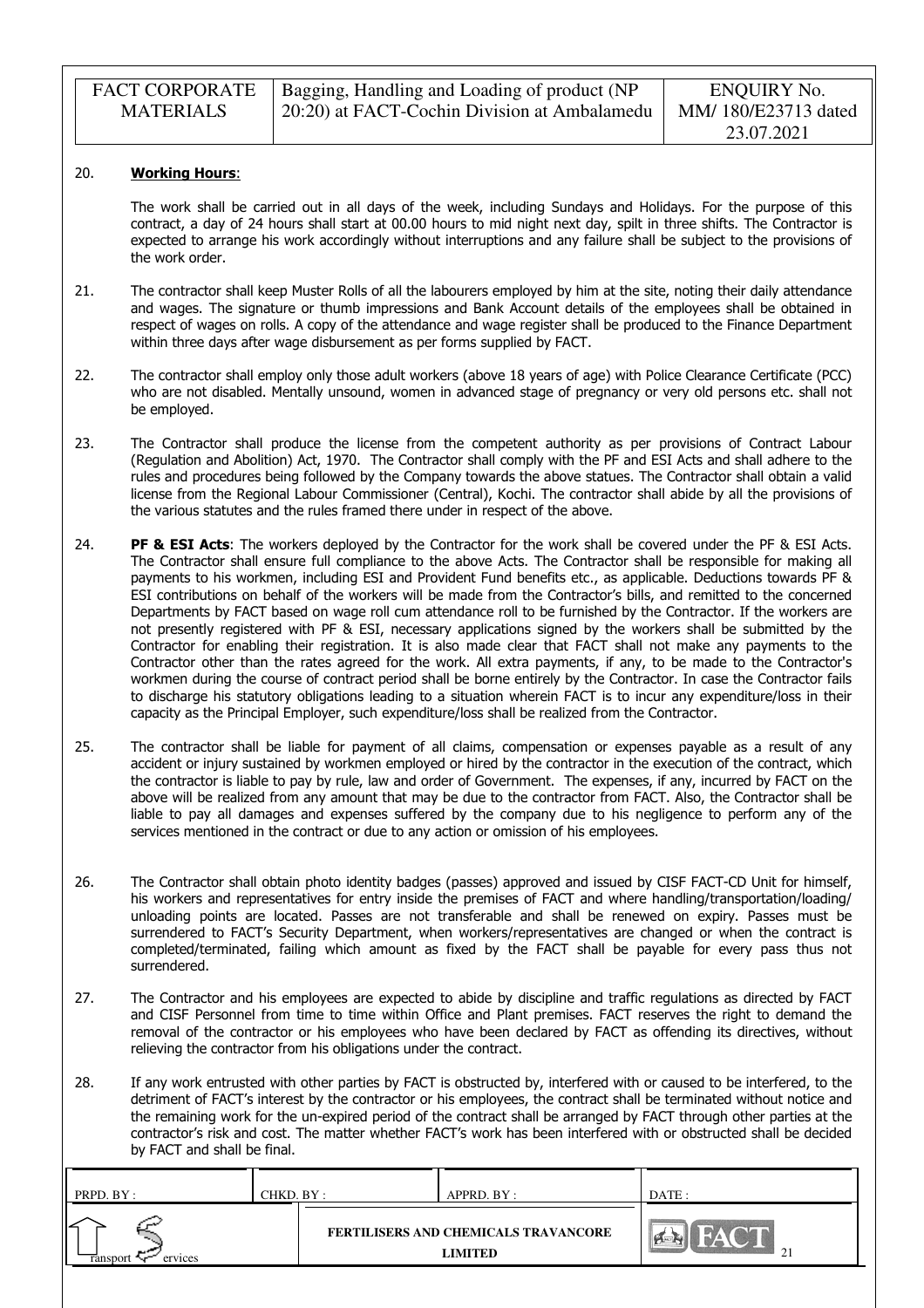20. **Working Hours**:

The work shall be carried out in all days of the week, including Sundays and Holidays. For the purpose of this contract, a day of 24 hours shall start at 00.00 hours to mid night next day, spilt in three shifts. The Contractor is expected to arrange his work accordingly without interruptions and any failure shall be subject to the provisions of the work order.

21. The contractor shall keep Muster Rolls of all the labourers employed by him at the site, noting their daily attendance and wages. The signature or thumb impressions and Bank Account details of the employees shall be obtained in respect of wages on rolls. A copy of the attendance and wage register shall be produced to the Finance Department within three days after wage disbursement as per forms supplied by FACT.

22. The contractor shall employ only those adult workers (above 18 years of age) with Police Clearance Certificate (PCC) who are not disabled. Mentally unsound, women in advanced stage of pregnancy or very old persons etc. shall not be employed.

23. The Contractor shall produce the license from the competent authority as per provisions of Contract Labour (Regulation and Abolition) Act, 1970. The Contractor shall comply with the PF and ESI Acts and shall adhere to the rules and procedures being followed by the Company towards the above statues. The Contractor shall obtain a valid license from the Regional Labour Commissioner (Central), Kochi. The contractor shall abide by all the provisions of the various statutes and the rules framed there under in respect of the above.

24. **PF & ESI Acts**: The workers deployed by the Contractor for the work shall be covered under the PF & ESI Acts. The Contractor shall ensure full compliance to the above Acts. The Contractor shall be responsible for making all payments to his workmen, including ESI and Provident Fund benefits etc., as applicable. Deductions towards PF & ESI contributions on behalf of the workers will be made from the Contractor's bills, and remitted to the concerned Departments by FACT based on wage roll cum attendance roll to be furnished by the Contractor. If the workers are not presently registered with PF & ESI, necessary applications signed by the workers shall be submitted by the Contractor for enabling their registration. It is also made clear that FACT shall not make any payments to the Contractor other than the rates agreed for the work. All extra payments, if any, to be made to the Contractor's workmen during the course of contract period shall be borne entirely by the Contractor. In case the Contractor fails to discharge his statutory obligations leading to a situation wherein FACT is to incur any expenditure/loss in their capacity as the Principal Employer, such expenditure/loss shall be realized from the Contractor.

25. The contractor shall be liable for payment of all claims, compensation or expenses payable as a result of any accident or injury sustained by workmen employed or hired by the contractor in the execution of the contract, which the contractor is liable to pay by rule, law and order of Government. The expenses, if any, incurred by FACT on the above will be realized from any amount that may be due to the contractor from FACT. Also, the Contractor shall be liable to pay all damages and expenses suffered by the company due to his negligence to perform any of the services mentioned in the contract or due to any action or omission of his employees.

26. The Contractor shall obtain photo identity badges (passes) approved and issued by CISF FACT-CD Unit for himself, his workers and representatives for entry inside the premises of FACT and where handling/transportation/loading/ unloading points are located. Passes are not transferable and shall be renewed on expiry. Passes must be surrendered to FACT's Security Department, when workers/representatives are changed or when the contract is completed/terminated, failing which amount as fixed by the FACT shall be payable for every pass thus not surrendered.

27. The Contractor and his employees are expected to abide by discipline and traffic regulations as directed by FACT and CISF Personnel from time to time within Office and Plant premises. FACT reserves the right to demand the removal of the contractor or his employees who have been declared by FACT as offending its directives, without relieving the contractor from his obligations under the contract.

28. If any work entrusted with other parties by FACT is obstructed by, interfered with or caused to be interfered, to the detriment of FACT's interest by the contractor or his employees, the contract shall be terminated without notice and the remaining work for the un-expired period of the contract shall be arranged by FACT through other parties at the contractor's risk and cost. The matter whether FACT's work has been interfered with or obstructed shall be decided by FACT and shall be final.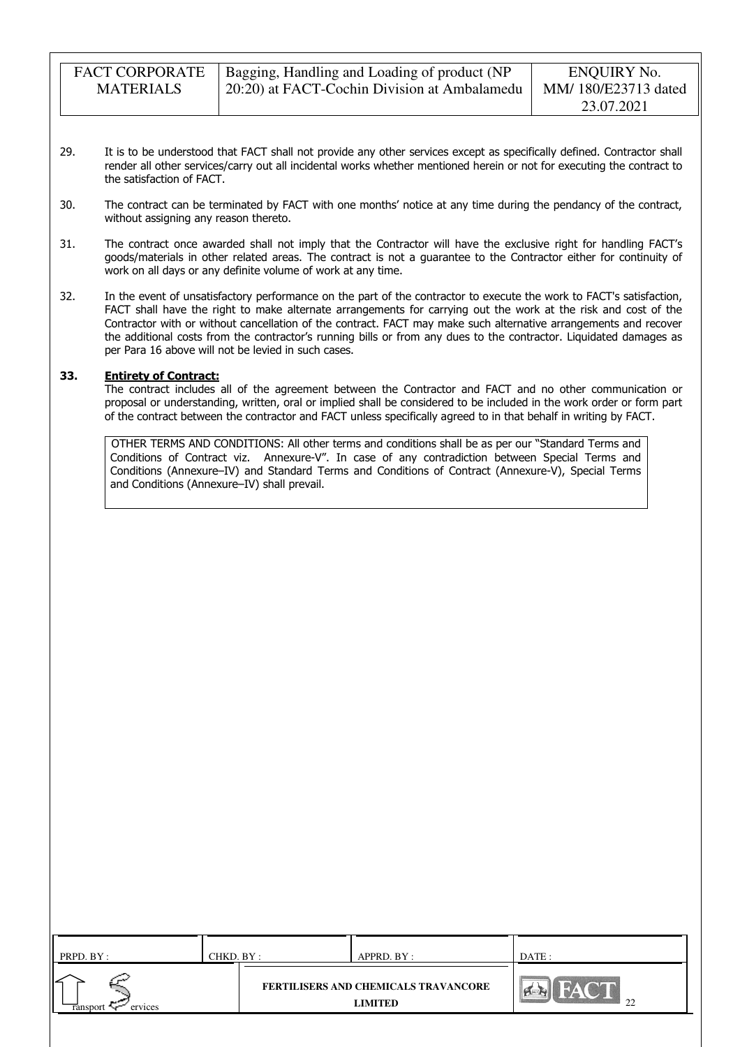29. It is to be understood that FACT shall not provide any other services except as specifically defined. Contractor shall render all other services/carry out all incidental works whether mentioned herein or not for executing the contract to the satisfaction of FACT.

30. The contract can be terminated by FACT with one months' notice at any time during the pendancy of the contract, without assigning any reason thereto.

31. The contract once awarded shall not imply that the Contractor will have the exclusive right for handling FACT's goods/materials in other related areas. The contract is not a guarantee to the Contractor either for continuity of work on all days or any definite volume of work at any time.

32. In the event of unsatisfactory performance on the part of the contractor to execute the work to FACT's satisfaction, FACT shall have the right to make alternate arrangements for carrying out the work at the risk and cost of the Contractor with or without cancellation of the contract. FACT may make such alternative arrangements and recover the additional costs from the contractor's running bills or from any dues to the contractor. Liquidated damages as per Para 16 above will not be levied in such cases.

**33. <u>Entirety of Contract:</u>**

The contract includes all of the agreement between the Contractor and FACT and no other communication or proposal or understanding, written, oral or implied shall be considered to be included in the work order or form part of the contract between the contractor and FACT unless specifically agreed to in that behalf in writing by FACT.

OTHER TERMS AND CONDITIONS: All other terms and conditions shall be as per our "Standard Terms and Conditions of Contract viz. Annexure-V". In case of any contradiction between Special Terms and Conditions (Annexure–IV) and Standard Terms and Conditions of Contract (Annexure-V), Special Terms and Conditions (Annexure–IV) shall prevail.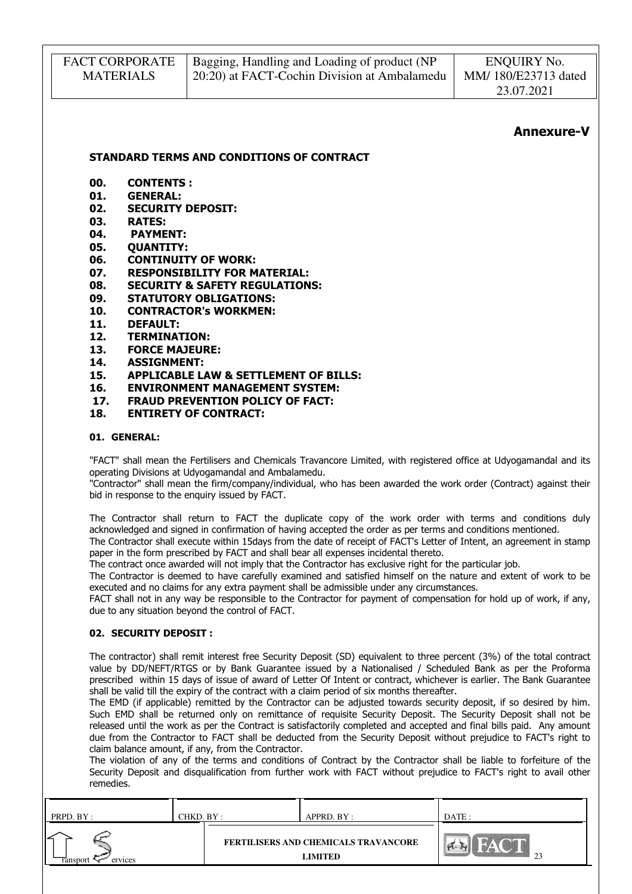## Annexure-V

### STANDARD TERMS AND CONDITIONS OF CONTRACT

- **00. CONTENTS :**
- **01. GENERAL:**
- **02. SECURITY DEPOSIT:**
- **03. RATES:**
- **04. PAYMENT:**
- **05. QUANTITY:**
- **06. CONTINUITY OF WORK:**
- **07. RESPONSIBILITY FOR MATERIAL:**
- **08. SECURITY & SAFETY REGULATIONS:**
- **09. STATUTORY OBLIGATIONS:**
- **10. CONTRACTOR's WORKMEN:**
- **11. DEFAULT:**
- **12. TERMINATION:**
- **13. FORCE MAJEURE:**
- **14. ASSIGNMENT:**
- **15. APPLICABLE LAW & SETTLEMENT OF BILLS:**
- **16. ENVIRONMENT MANAGEMENT SYSTEM:**
- **17. FRAUD PREVENTION POLICY OF FACT:**
- **18. ENTIRETY OF CONTRACT:**

#### 01. GENERAL:

"FACT" shall mean the Fertilisers and Chemicals Travancore Limited, with registered office at Udyogamandal and its operating Divisions at Udyogamandal and Ambalamedu.
"Contractor" shall mean the firm/company/individual, who has been awarded the work order (Contract) against their bid in response to the enquiry issued by FACT.

The Contractor shall return to FACT the duplicate copy of the work order with terms and conditions duly acknowledged and signed in confirmation of having accepted the order as per terms and conditions mentioned.
The Contractor shall execute within 15days from the date of receipt of FACT's Letter of Intent, an agreement in stamp paper in the form prescribed by FACT and shall bear all expenses incidental thereto.
The contract once awarded will not imply that the Contractor has exclusive right for the particular job.
The Contractor is deemed to have carefully examined and satisfied himself on the nature and extent of work to be executed and no claims for any extra payment shall be admissible under any circumstances.
FACT shall not in any way be responsible to the Contractor for payment of compensation for hold up of work, if any, due to any situation beyond the control of FACT.

#### 02. SECURITY DEPOSIT :

The contractor) shall remit interest free Security Deposit (SD) equivalent to three percent (3%) of the total contract value by DD/NEFT/RTGS or by Bank Guarantee issued by a Nationalised / Scheduled Bank as per the Proforma prescribed within 15 days of issue of award of Letter Of Intent or contract, whichever is earlier. The Bank Guarantee shall be valid till the expiry of the contract with a claim period of six months thereafter.
The EMD (if applicable) remitted by the Contractor can be adjusted towards security deposit, if so desired by him. Such EMD shall be returned only on remittance of requisite Security Deposit. The Security Deposit shall not be released until the work as per the Contract is satisfactorily completed and accepted and final bills paid. Any amount due from the Contractor to FACT shall be deducted from the Security Deposit without prejudice to FACT's right to claim balance amount, if any, from the Contractor.
The violation of any of the terms and conditions of Contract by the Contractor shall be liable to forfeiture of the Security Deposit and disqualification from further work with FACT without prejudice to FACT's right to avail other remedies.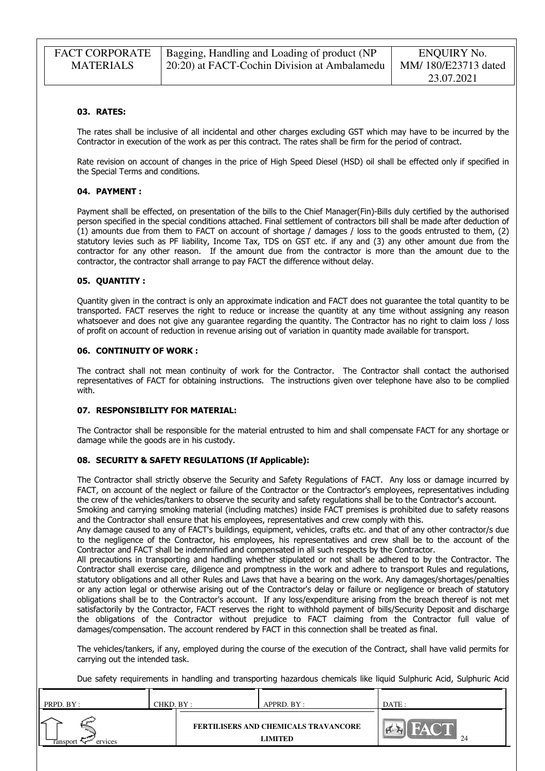### 03. RATES:

The rates shall be inclusive of all incidental and other charges excluding GST which may have to be incurred by the Contractor in execution of the work as per this contract. The rates shall be firm for the period of contract.

Rate revision on account of changes in the price of High Speed Diesel (HSD) oil shall be effected only if specified in the Special Terms and conditions.

### 04. PAYMENT :

Payment shall be effected, on presentation of the bills to the Chief Manager(Fin)-Bills duly certified by the authorised person specified in the special conditions attached. Final settlement of contractors bill shall be made after deduction of (1) amounts due from them to FACT on account of shortage / damages / loss to the goods entrusted to them, (2) statutory levies such as PF liability, Income Tax, TDS on GST etc. if any and (3) any other amount due from the contractor for any other reason. If the amount due from the contractor is more than the amount due to the contractor, the contractor shall arrange to pay FACT the difference without delay.

### 05. QUANTITY :

Quantity given in the contract is only an approximate indication and FACT does not guarantee the total quantity to be transported. FACT reserves the right to reduce or increase the quantity at any time without assigning any reason whatsoever and does not give any guarantee regarding the quantity. The Contractor has no right to claim loss / loss of profit on account of reduction in revenue arising out of variation in quantity made available for transport.

### 06. CONTINUITY OF WORK :

The contract shall not mean continuity of work for the Contractor. The Contractor shall contact the authorised representatives of FACT for obtaining instructions. The instructions given over telephone have also to be complied with.

### 07. RESPONSIBILITY FOR MATERIAL:

The Contractor shall be responsible for the material entrusted to him and shall compensate FACT for any shortage or damage while the goods are in his custody.

### 08. SECURITY & SAFETY REGULATIONS (If Applicable):

The Contractor shall strictly observe the Security and Safety Regulations of FACT. Any loss or damage incurred by FACT, on account of the neglect or failure of the Contractor or the Contractor's employees, representatives including the crew of the vehicles/tankers to observe the security and safety regulations shall be to the Contractor's account.
Smoking and carrying smoking material (including matches) inside FACT premises is prohibited due to safety reasons and the Contractor shall ensure that his employees, representatives and crew comply with this.
Any damage caused to any of FACT's buildings, equipment, vehicles, crafts etc. and that of any other contractor/s due to the negligence of the Contractor, his employees, his representatives and crew shall be to the account of the Contractor and FACT shall be indemnified and compensated in all such respects by the Contractor.
All precautions in transporting and handling whether stipulated or not shall be adhered to by the Contractor. The Contractor shall exercise care, diligence and promptness in the work and adhere to transport Rules and regulations, statutory obligations and all other Rules and Laws that have a bearing on the work. Any damages/shortages/penalties or any action legal or otherwise arising out of the Contractor's delay or failure or negligence or breach of statutory obligations shall be to the Contractor's account. If any loss/expenditure arising from the breach thereof is not met satisfactorily by the Contractor, FACT reserves the right to withhold payment of bills/Security Deposit and discharge the obligations of the Contractor without prejudice to FACT claiming from the Contractor full value of damages/compensation. The account rendered by FACT in this connection shall be treated as final.

The vehicles/tankers, if any, employed during the course of the execution of the Contract, shall have valid permits for carrying out the intended task.

Due safety requirements in handling and transporting hazardous chemicals like liquid Sulphuric Acid, Sulphuric Acid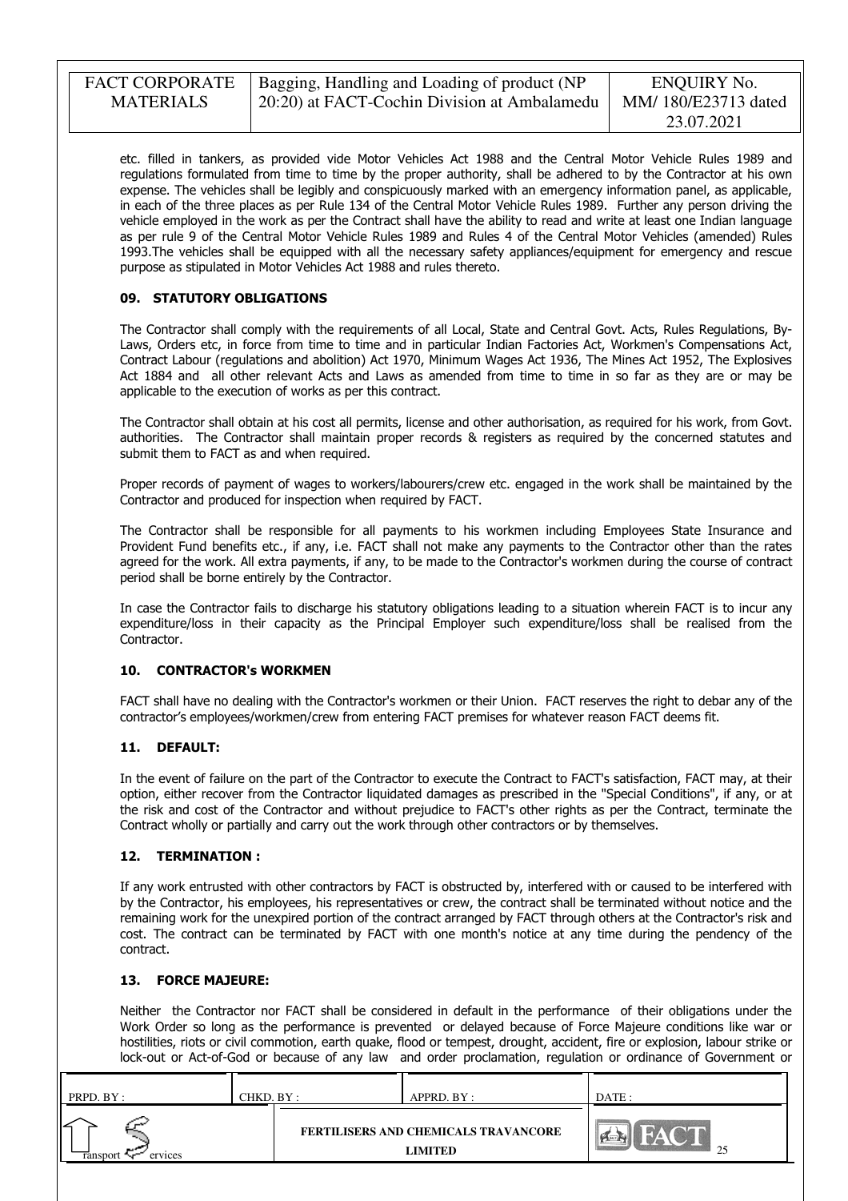etc. filled in tankers, as provided vide Motor Vehicles Act 1988 and the Central Motor Vehicle Rules 1989 and regulations formulated from time to time by the proper authority, shall be adhered to by the Contractor at his own expense. The vehicles shall be legibly and conspicuously marked with an emergency information panel, as applicable, in each of the three places as per Rule 134 of the Central Motor Vehicle Rules 1989. Further any person driving the vehicle employed in the work as per the Contract shall have the ability to read and write at least one Indian language as per rule 9 of the Central Motor Vehicle Rules 1989 and Rules 4 of the Central Motor Vehicles (amended) Rules 1993.The vehicles shall be equipped with all the necessary safety appliances/equipment for emergency and rescue purpose as stipulated in Motor Vehicles Act 1988 and rules thereto.

### 09. STATUTORY OBLIGATIONS

The Contractor shall comply with the requirements of all Local, State and Central Govt. Acts, Rules Regulations, By-Laws, Orders etc, in force from time to time and in particular Indian Factories Act, Workmen's Compensations Act, Contract Labour (regulations and abolition) Act 1970, Minimum Wages Act 1936, The Mines Act 1952, The Explosives Act 1884 and all other relevant Acts and Laws as amended from time to time in so far as they are or may be applicable to the execution of works as per this contract.

The Contractor shall obtain at his cost all permits, license and other authorisation, as required for his work, from Govt. authorities. The Contractor shall maintain proper records & registers as required by the concerned statutes and submit them to FACT as and when required.

Proper records of payment of wages to workers/labourers/crew etc. engaged in the work shall be maintained by the Contractor and produced for inspection when required by FACT.

The Contractor shall be responsible for all payments to his workmen including Employees State Insurance and Provident Fund benefits etc., if any, i.e. FACT shall not make any payments to the Contractor other than the rates agreed for the work. All extra payments, if any, to be made to the Contractor's workmen during the course of contract period shall be borne entirely by the Contractor.

In case the Contractor fails to discharge his statutory obligations leading to a situation wherein FACT is to incur any expenditure/loss in their capacity as the Principal Employer such expenditure/loss shall be realised from the Contractor.

### 10. CONTRACTOR's WORKMEN

FACT shall have no dealing with the Contractor's workmen or their Union. FACT reserves the right to debar any of the contractor's employees/workmen/crew from entering FACT premises for whatever reason FACT deems fit.

### 11. DEFAULT:

In the event of failure on the part of the Contractor to execute the Contract to FACT's satisfaction, FACT may, at their option, either recover from the Contractor liquidated damages as prescribed in the "Special Conditions", if any, or at the risk and cost of the Contractor and without prejudice to FACT's other rights as per the Contract, terminate the Contract wholly or partially and carry out the work through other contractors or by themselves.

### 12. TERMINATION :

If any work entrusted with other contractors by FACT is obstructed by, interfered with or caused to be interfered with by the Contractor, his employees, his representatives or crew, the contract shall be terminated without notice and the remaining work for the unexpired portion of the contract arranged by FACT through others at the Contractor's risk and cost. The contract can be terminated by FACT with one month's notice at any time during the pendency of the contract.

### 13. FORCE MAJEURE:

Neither the Contractor nor FACT shall be considered in default in the performance of their obligations under the Work Order so long as the performance is prevented or delayed because of Force Majeure conditions like war or hostilities, riots or civil commotion, earth quake, flood or tempest, drought, accident, fire or explosion, labour strike or lock-out or Act-of-God or because of any law and order proclamation, regulation or ordinance of Government or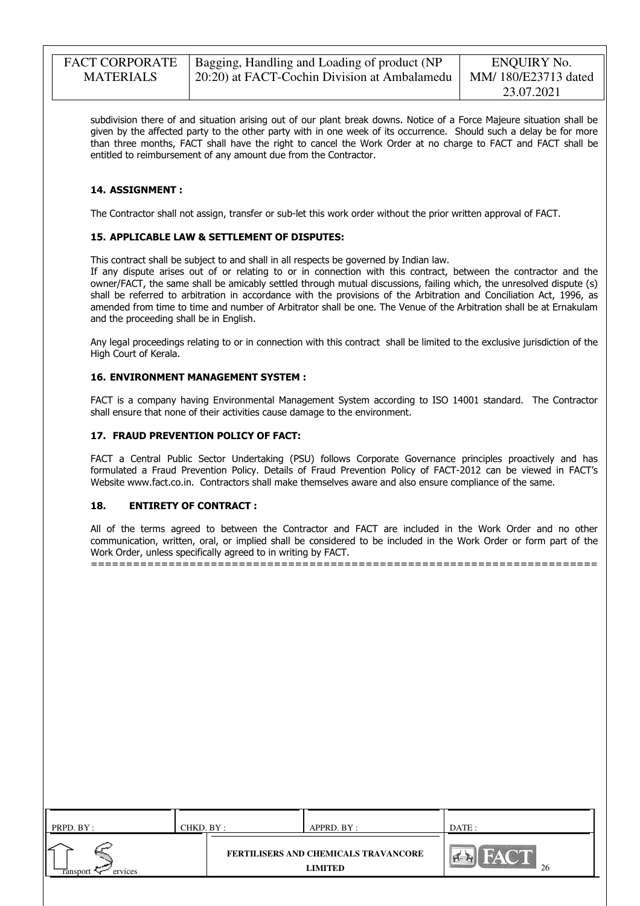subdivision there of and situation arising out of our plant break downs. Notice of a Force Majeure situation shall be given by the affected party to the other party with in one week of its occurrence. Should such a delay be for more than three months, FACT shall have the right to cancel the Work Order at no charge to FACT and FACT shall be entitled to reimbursement of any amount due from the Contractor.

### 14. ASSIGNMENT :

The Contractor shall not assign, transfer or sub-let this work order without the prior written approval of FACT.

### 15. APPLICABLE LAW & SETTLEMENT OF DISPUTES:

This contract shall be subject to and shall in all respects be governed by Indian law.

If any dispute arises out of or relating to or in connection with this contract, between the contractor and the owner/FACT, the same shall be amicably settled through mutual discussions, failing which, the unresolved dispute (s) shall be referred to arbitration in accordance with the provisions of the Arbitration and Conciliation Act, 1996, as amended from time to time and number of Arbitrator shall be one. The Venue of the Arbitration shall be at Ernakulam and the proceeding shall be in English.

Any legal proceedings relating to or in connection with this contract shall be limited to the exclusive jurisdiction of the High Court of Kerala.

### 16. ENVIRONMENT MANAGEMENT SYSTEM :

FACT is a company having Environmental Management System according to ISO 14001 standard. The Contractor shall ensure that none of their activities cause damage to the environment.

### 17. FRAUD PREVENTION POLICY OF FACT:

FACT a Central Public Sector Undertaking (PSU) follows Corporate Governance principles proactively and has formulated a Fraud Prevention Policy. Details of Fraud Prevention Policy of FACT-2012 can be viewed in FACT's Website www.fact.co.in. Contractors shall make themselves aware and also ensure compliance of the same.

### 18. ENTIRETY OF CONTRACT :

All of the terms agreed to between the Contractor and FACT are included in the Work Order and no other communication, written, oral, or implied shall be considered to be included in the Work Order or form part of the Work Order, unless specifically agreed to in writing by FACT.

========================================================================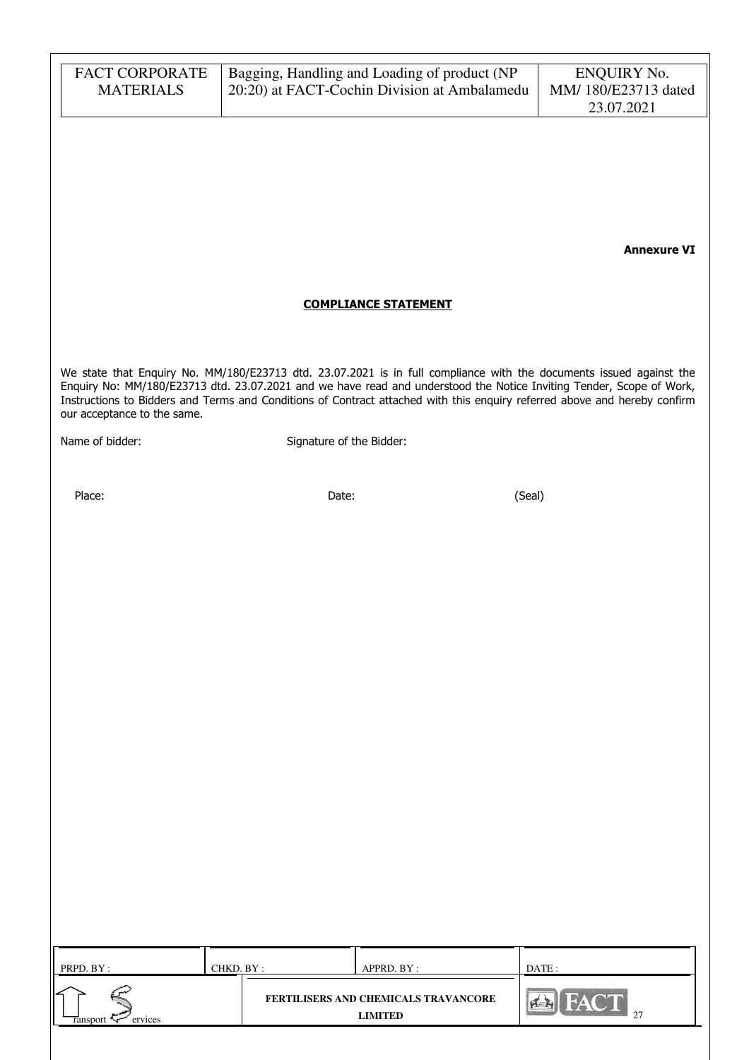**Annexure VI**

## COMPLIANCE STATEMENT

We state that Enquiry No. MM/180/E23713 dtd. 23.07.2021 is in full compliance with the documents issued against the Enquiry No: MM/180/E23713 dtd. 23.07.2021 and we have read and understood the Notice Inviting Tender, Scope of Work, Instructions to Bidders and Terms and Conditions of Contract attached with this enquiry referred above and hereby confirm our acceptance to the same.

Name of bidder: Signature of the Bidder:

Place: Date: (Seal)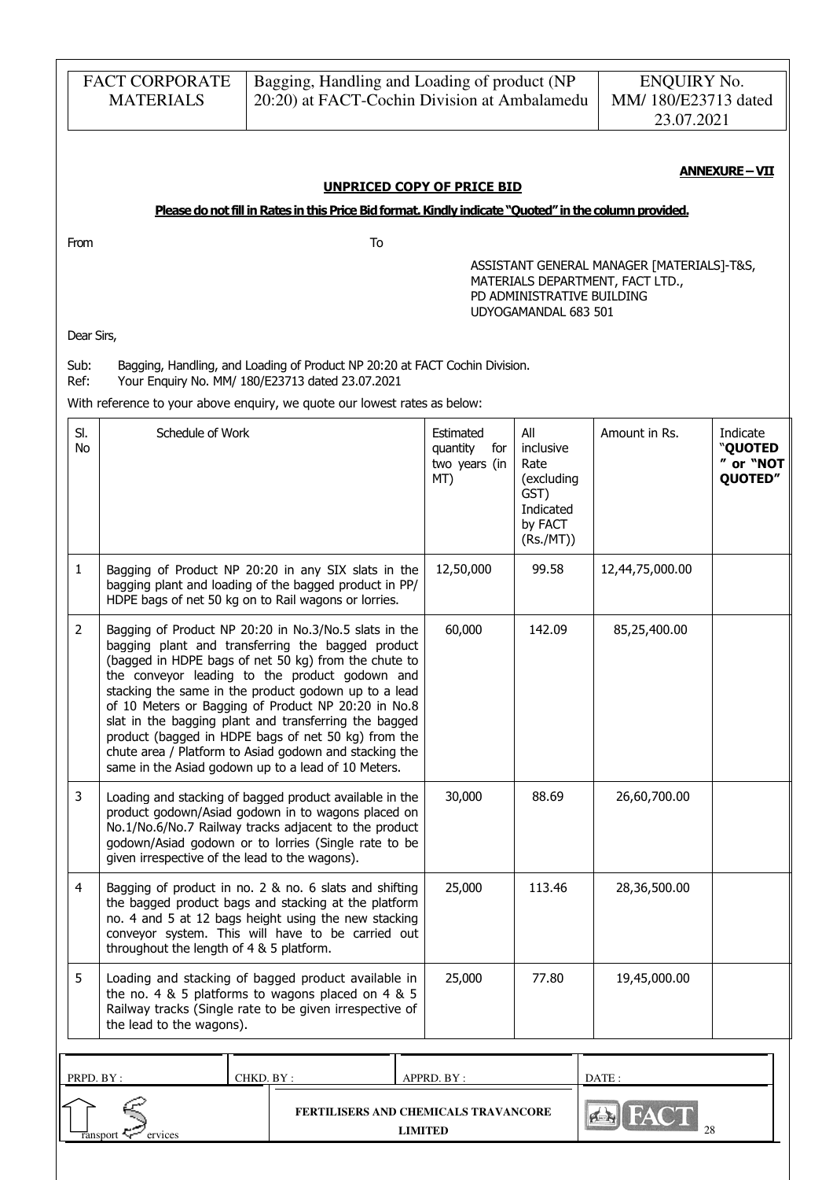**ANNEXURE – VII**

**UNPRICED COPY OF PRICE BID**

**Please do not fill in Rates in this Price Bid format. Kindly indicate "Quoted" in the column provided.**

From

To

ASSISTANT GENERAL MANAGER [MATERIALS]-T&S,
MATERIALS DEPARTMENT, FACT LTD.,
PD ADMINISTRATIVE BUILDING
UDYOGAMANDAL 683 501

Dear Sirs,

Sub: Bagging, Handling, and Loading of Product NP 20:20 at FACT Cochin Division.
Ref: Your Enquiry No. MM/ 180/E23713 dated 23.07.2021

With reference to your above enquiry, we quote our lowest rates as below:

| Sl. No | Schedule of Work | Estimated quantity for two years (in MT) | All inclusive Rate (excluding GST) Indicated by FACT (Rs./MT)) | Amount in Rs. | Indicate "QUOTED" or "NOT QUOTED" |
|---|---|---|---|---|---|
| 1 | Bagging of Product NP 20:20 in any SIX slats in the bagging plant and loading of the bagged product in PP/ HDPE bags of net 50 kg on to Rail wagons or lorries. | 12,50,000 | 99.58 | 12,44,75,000.00 | |
| 2 | Bagging of Product NP 20:20 in No.3/No.5 slats in the bagging plant and transferring the bagged product (bagged in HDPE bags of net 50 kg) from the chute to the conveyor leading to the product godown and stacking the same in the product godown up to a lead of 10 Meters or Bagging of Product NP 20:20 in No.8 slat in the bagging plant and transferring the bagged product (bagged in HDPE bags of net 50 kg) from the chute area / Platform to Asiad godown and stacking the same in the Asiad godown up to a lead of 10 Meters. | 60,000 | 142.09 | 85,25,400.00 | |
| 3 | Loading and stacking of bagged product available in the product godown/Asiad godown in to wagons placed on No.1/No.6/No.7 Railway tracks adjacent to the product godown/Asiad godown or to lorries (Single rate to be given irrespective of the lead to the wagons). | 30,000 | 88.69 | 26,60,700.00 | |
| 4 | Bagging of product in no. 2 & no. 6 slats and shifting the bagged product bags and stacking at the platform no. 4 and 5 at 12 bags height using the new stacking conveyor system. This will have to be carried out throughout the length of 4 & 5 platform. | 25,000 | 113.46 | 28,36,500.00 | |
| 5 | Loading and stacking of bagged product available in the no. 4 & 5 platforms to wagons placed on 4 & 5 Railway tracks (Single rate to be given irrespective of the lead to the wagons). | 25,000 | 77.80 | 19,45,000.00 | |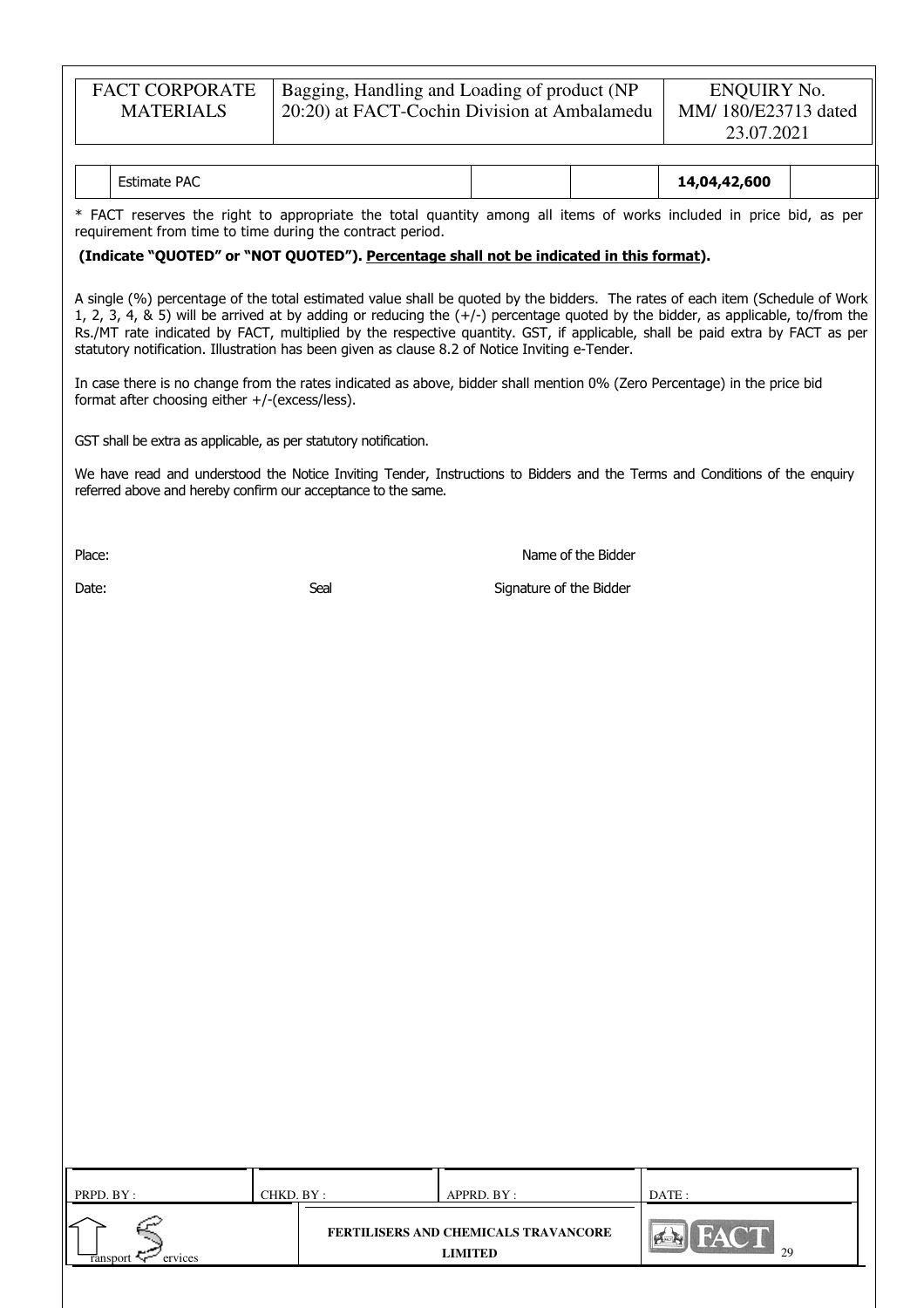| | Estimate PAC | | | 14,04,42,600 | |
|---|---|---|---|---|---|

* FACT reserves the right to appropriate the total quantity among all items of works included in price bid, as per requirement from time to time during the contract period.

**(Indicate "QUOTED" or "NOT QUOTED"). Percentage shall not be indicated in this format).**

A single (%) percentage of the total estimated value shall be quoted by the bidders. The rates of each item (Schedule of Work 1, 2, 3, 4, & 5) will be arrived at by adding or reducing the (+/-) percentage quoted by the bidder, as applicable, to/from the Rs./MT rate indicated by FACT, multiplied by the respective quantity. GST, if applicable, shall be paid extra by FACT as per statutory notification. Illustration has been given as clause 8.2 of Notice Inviting e-Tender.

In case there is no change from the rates indicated as above, bidder shall mention 0% (Zero Percentage) in the price bid format after choosing either +/-(excess/less).

GST shall be extra as applicable, as per statutory notification.

We have read and understood the Notice Inviting Tender, Instructions to Bidders and the Terms and Conditions of the enquiry referred above and hereby confirm our acceptance to the same.

Place: Name of the Bidder

Date: Seal Signature of the Bidder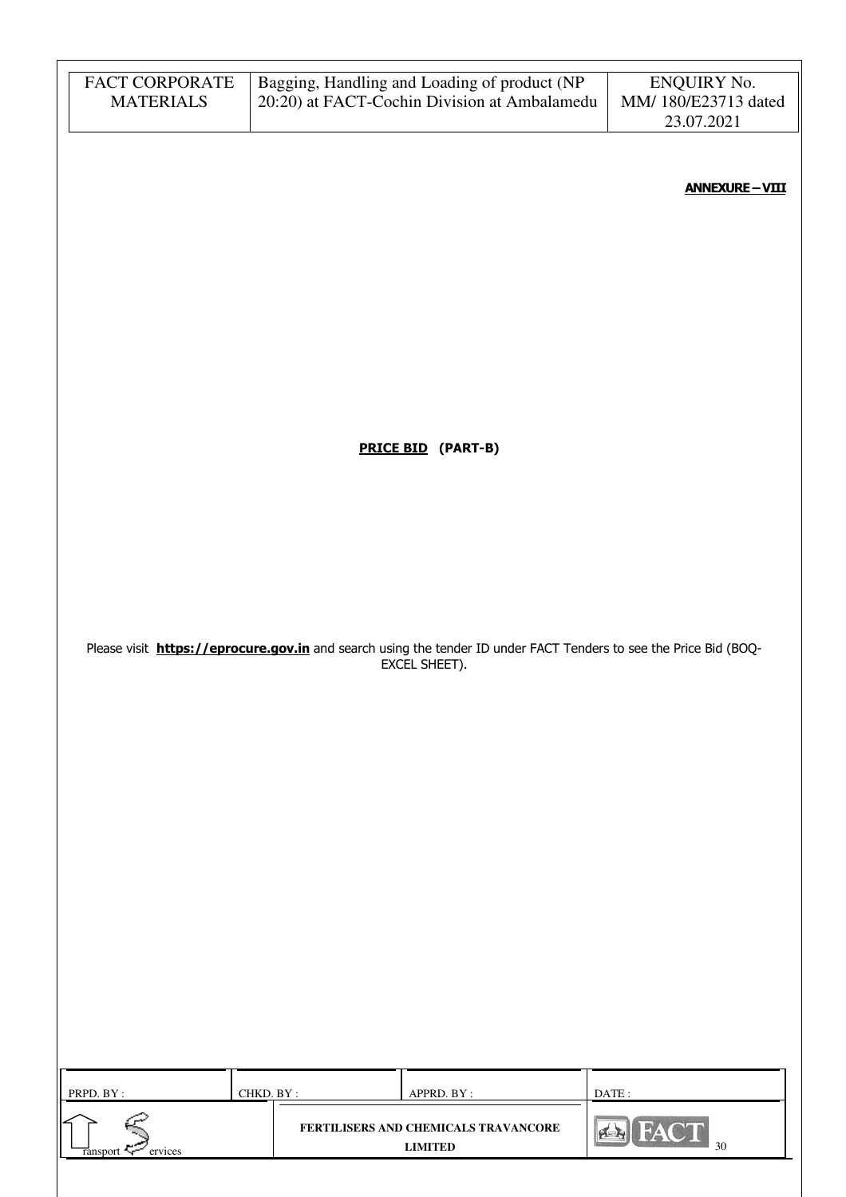**ANNEXURE – VIII**

**PRICE BID (PART-B)**

Please visit **https://eprocure.gov.in** and search using the tender ID under FACT Tenders to see the Price Bid (BOQ-EXCEL SHEET).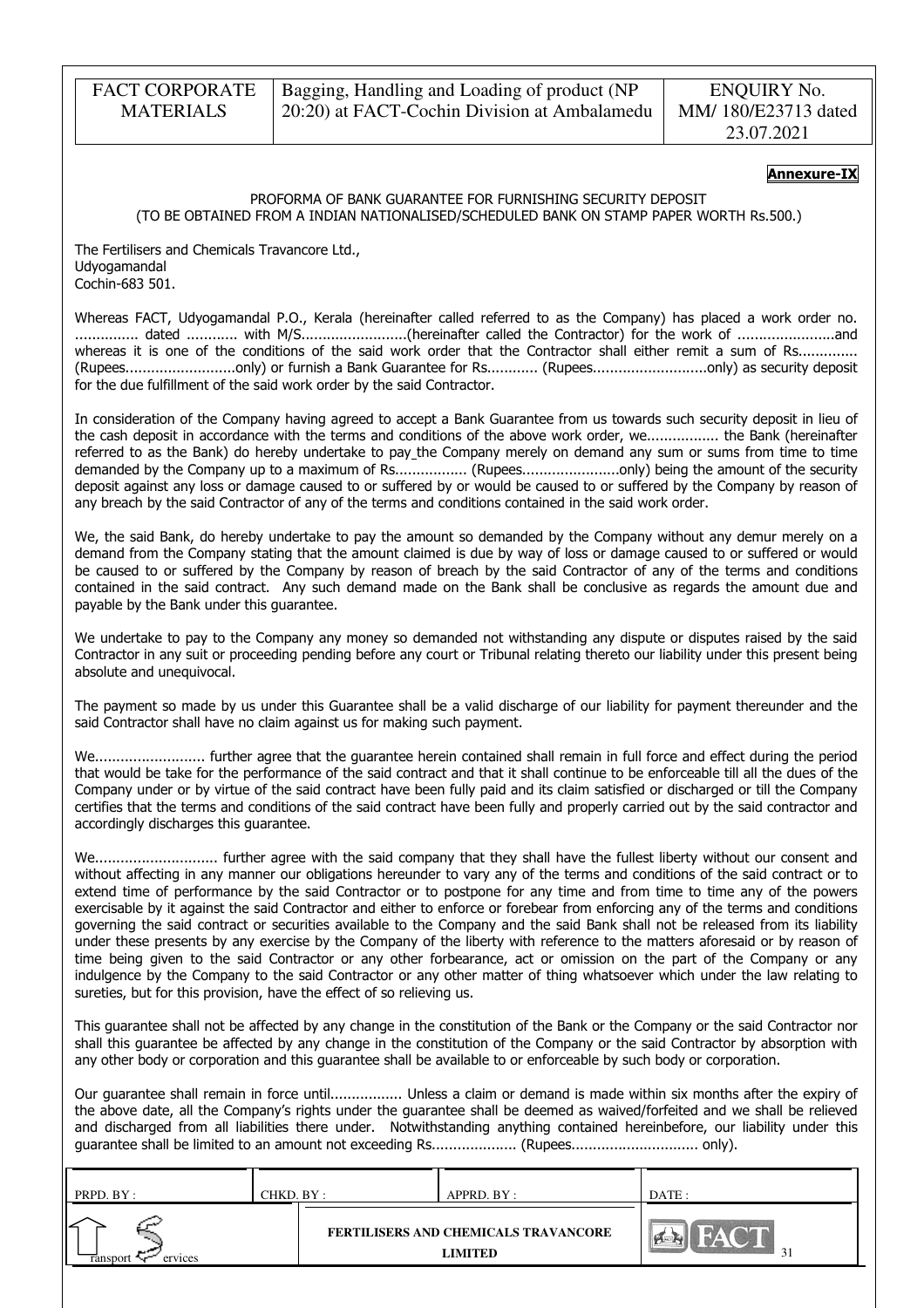**Annexure-IX**

PROFORMA OF BANK GUARANTEE FOR FURNISHING SECURITY DEPOSIT
(TO BE OBTAINED FROM A INDIAN NATIONALISED/SCHEDULED BANK ON STAMP PAPER WORTH Rs.500.)

The Fertilisers and Chemicals Travancore Ltd.,
Udyogamandal
Cochin-683 501.

Whereas FACT, Udyogamandal P.O., Kerala (hereinafter called referred to as the Company) has placed a work order no. ............... dated ............ with M/S........................(hereinafter called the Contractor) for the work of .......................and whereas it is one of the conditions of the said work order that the Contractor shall either remit a sum of Rs............. (Rupees.........................only) or furnish a Bank Guarantee for Rs........... (Rupees..........................only) as security deposit for the due fulfillment of the said work order by the said Contractor.

In consideration of the Company having agreed to accept a Bank Guarantee from us towards such security deposit in lieu of the cash deposit in accordance with the terms and conditions of the above work order, we................ the Bank (hereinafter referred to as the Bank) do hereby undertake to pay the Company merely on demand any sum or sums from time to time demanded by the Company up to a maximum of Rs................ (Rupees......................only) being the amount of the security deposit against any loss or damage caused to or suffered by or would be caused to or suffered by the Company by reason of any breach by the said Contractor of any of the terms and conditions contained in the said work order.

We, the said Bank, do hereby undertake to pay the amount so demanded by the Company without any demur merely on a demand from the Company stating that the amount claimed is due by way of loss or damage caused to or suffered or would be caused to or suffered by the Company by reason of breach by the said Contractor of any of the terms and conditions contained in the said contract. Any such demand made on the Bank shall be conclusive as regards the amount due and payable by the Bank under this guarantee.

We undertake to pay to the Company any money so demanded not withstanding any dispute or disputes raised by the said Contractor in any suit or proceeding pending before any court or Tribunal relating thereto our liability under this present being absolute and unequivocal.

The payment so made by us under this Guarantee shall be a valid discharge of our liability for payment thereunder and the said Contractor shall have no claim against us for making such payment.

We......................... further agree that the guarantee herein contained shall remain in full force and effect during the period that would be take for the performance of the said contract and that it shall continue to be enforceable till all the dues of the Company under or by virtue of the said contract have been fully paid and its claim satisfied or discharged or till the Company certifies that the terms and conditions of the said contract have been fully and properly carried out by the said contractor and accordingly discharges this guarantee.

We............................ further agree with the said company that they shall have the fullest liberty without our consent and without affecting in any manner our obligations hereunder to vary any of the terms and conditions of the said contract or to extend time of performance by the said Contractor or to postpone for any time and from time to time any of the powers exercisable by it against the said Contractor and either to enforce or forebear from enforcing any of the terms and conditions governing the said contract or securities available to the Company and the said Bank shall not be released from its liability under these presents by any exercise by the Company of the liberty with reference to the matters aforesaid or by reason of time being given to the said Contractor or any other forbearance, act or omission on the part of the Company or any indulgence by the Company to the said Contractor or any other matter of thing whatsoever which under the law relating to sureties, but for this provision, have the effect of so relieving us.

This guarantee shall not be affected by any change in the constitution of the Bank or the Company or the said Contractor nor shall this guarantee be affected by any change in the constitution of the Company or the said Contractor by absorption with any other body or corporation and this guarantee shall be available to or enforceable by such body or corporation.

Our guarantee shall remain in force until................ Unless a claim or demand is made within six months after the expiry of the above date, all the Company's rights under the guarantee shall be deemed as waived/forfeited and we shall be relieved and discharged from all liabilities there under. Notwithstanding anything contained hereinbefore, our liability under this guarantee shall be limited to an amount not exceeding Rs.................... (Rupees.............................. only).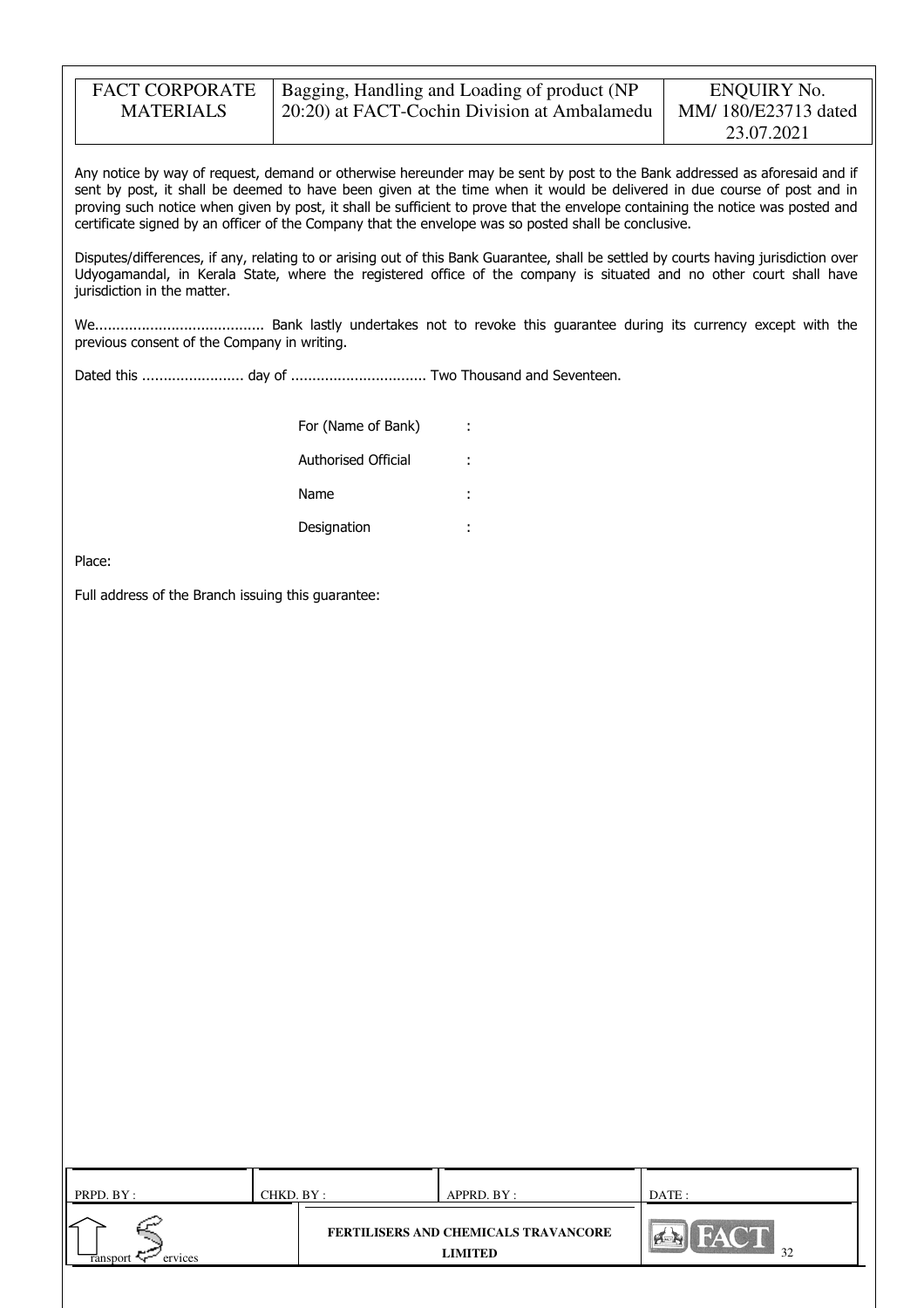Any notice by way of request, demand or otherwise hereunder may be sent by post to the Bank addressed as aforesaid and if sent by post, it shall be deemed to have been given at the time when it would be delivered in due course of post and in proving such notice when given by post, it shall be sufficient to prove that the envelope containing the notice was posted and certificate signed by an officer of the Company that the envelope was so posted shall be conclusive.

Disputes/differences, if any, relating to or arising out of this Bank Guarantee, shall be settled by courts having jurisdiction over Udyogamandal, in Kerala State, where the registered office of the company is situated and no other court shall have jurisdiction in the matter.

We........................................ Bank lastly undertakes not to revoke this guarantee during its currency except with the previous consent of the Company in writing.

Dated this ........................ day of ................................ Two Thousand and Seventeen.

For (Name of Bank) :

Authorised Official :

Name :

Designation :

Place:

Full address of the Branch issuing this guarantee: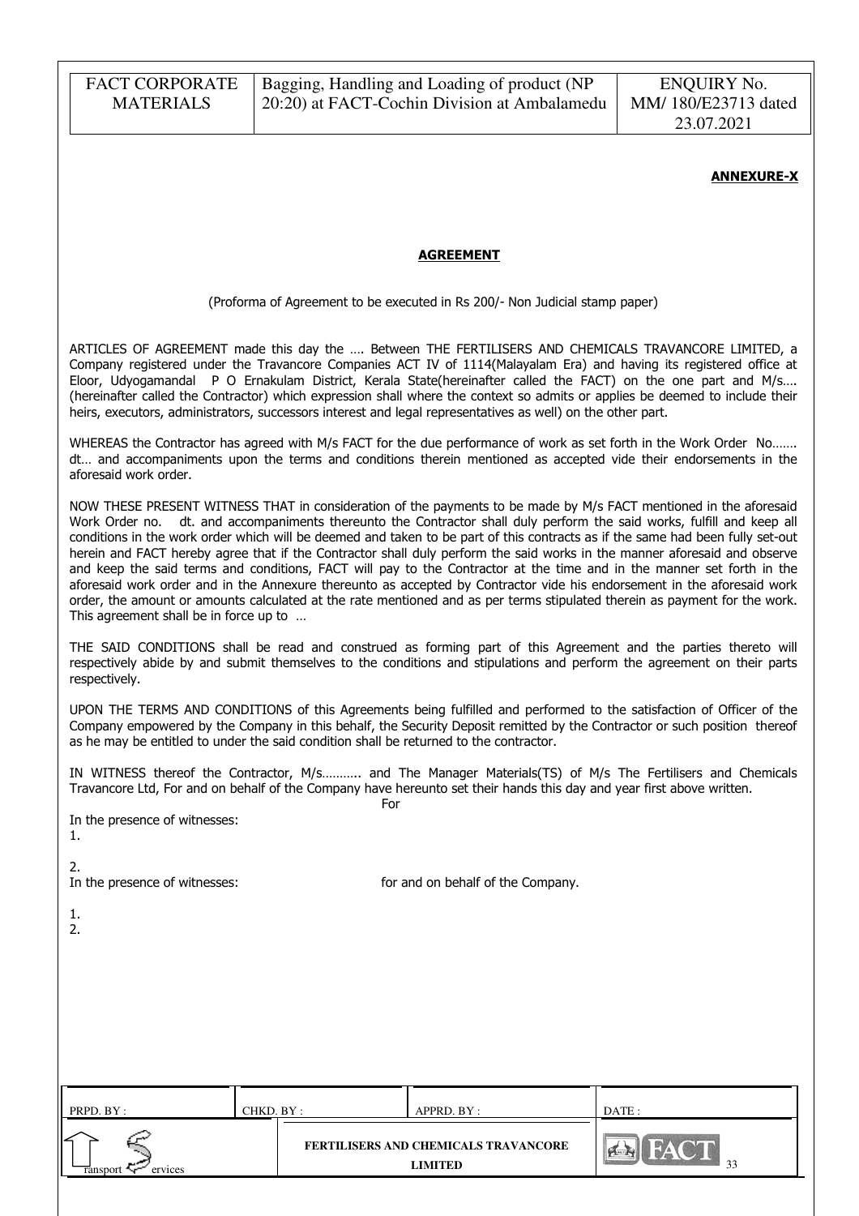**ANNEXURE-X**

**AGREEMENT**

(Proforma of Agreement to be executed in Rs 200/- Non Judicial stamp paper)

ARTICLES OF AGREEMENT made this day the …. Between THE FERTILISERS AND CHEMICALS TRAVANCORE LIMITED, a Company registered under the Travancore Companies ACT IV of 1114(Malayalam Era) and having its registered office at Eloor, Udyogamandal P O Ernakulam District, Kerala State(hereinafter called the FACT) on the one part and M/s…. (hereinafter called the Contractor) which expression shall where the context so admits or applies be deemed to include their heirs, executors, administrators, successors interest and legal representatives as well) on the other part.

WHEREAS the Contractor has agreed with M/s FACT for the due performance of work as set forth in the Work Order No……. dt… and accompaniments upon the terms and conditions therein mentioned as accepted vide their endorsements in the aforesaid work order.

NOW THESE PRESENT WITNESS THAT in consideration of the payments to be made by M/s FACT mentioned in the aforesaid Work Order no. dt. and accompaniments thereunto the Contractor shall duly perform the said works, fulfill and keep all conditions in the work order which will be deemed and taken to be part of this contracts as if the same had been fully set-out herein and FACT hereby agree that if the Contractor shall duly perform the said works in the manner aforesaid and observe and keep the said terms and conditions, FACT will pay to the Contractor at the time and in the manner set forth in the aforesaid work order and in the Annexure thereunto as accepted by Contractor vide his endorsement in the aforesaid work order, the amount or amounts calculated at the rate mentioned and as per terms stipulated therein as payment for the work. This agreement shall be in force up to …

THE SAID CONDITIONS shall be read and construed as forming part of this Agreement and the parties thereto will respectively abide by and submit themselves to the conditions and stipulations and perform the agreement on their parts respectively.

UPON THE TERMS AND CONDITIONS of this Agreements being fulfilled and performed to the satisfaction of Officer of the Company empowered by the Company in this behalf, the Security Deposit remitted by the Contractor or such position thereof as he may be entitled to under the said condition shall be returned to the contractor.

IN WITNESS thereof the Contractor, M/s……….. and The Manager Materials(TS) of M/s The Fertilisers and Chemicals Travancore Ltd, For and on behalf of the Company have hereunto set their hands this day and year first above written.

For

In the presence of witnesses:

1.

2.

In the presence of witnesses: for and on behalf of the Company.

1.

2.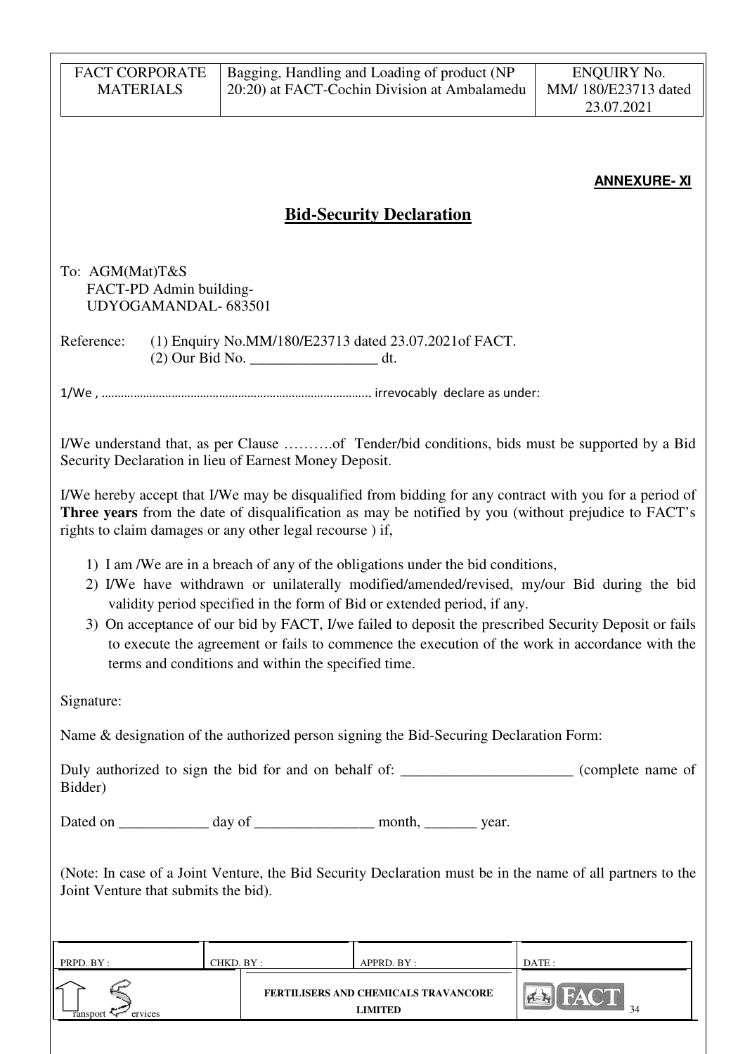**ANNEXURE- XI**

# Bid-Security Declaration

To: AGM(Mat)T&S
FACT-PD Admin building-
UDYOGAMANDAL- 683501

Reference: (1) Enquiry No.MM/180/E23713 dated 23.07.2021of FACT.
(2) Our Bid No. _________________ dt.

1/We , ………………………………………………………………………. irrevocably declare as under:

I/We understand that, as per Clause ……….of Tender/bid conditions, bids must be supported by a Bid Security Declaration in lieu of Earnest Money Deposit.

I/We hereby accept that I/We may be disqualified from bidding for any contract with you for a period of **Three years** from the date of disqualification as may be notified by you (without prejudice to FACT's rights to claim damages or any other legal recourse ) if,

1) I am /We are in a breach of any of the obligations under the bid conditions,
2) I/We have withdrawn or unilaterally modified/amended/revised, my/our Bid during the bid validity period specified in the form of Bid or extended period, if any.
3) On acceptance of our bid by FACT, I/we failed to deposit the prescribed Security Deposit or fails to execute the agreement or fails to commence the execution of the work in accordance with the terms and conditions and within the specified time.

Signature:

Name & designation of the authorized person signing the Bid-Securing Declaration Form:

Duly authorized to sign the bid for and on behalf of: _______________________ (complete name of Bidder)

Dated on ____________ day of ________________ month, _______ year.

(Note: In case of a Joint Venture, the Bid Security Declaration must be in the name of all partners to the Joint Venture that submits the bid).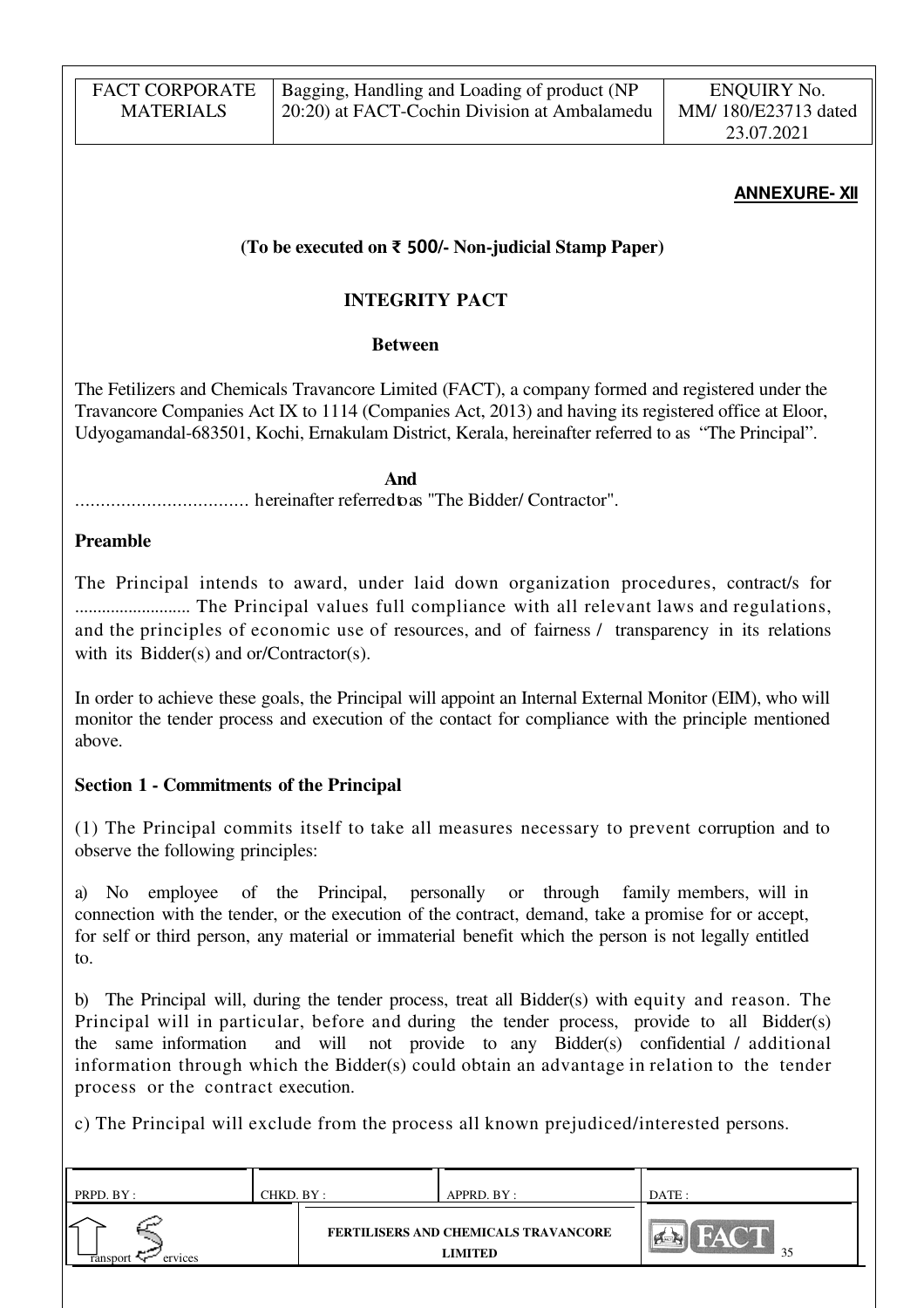**ANNEXURE- XII**

**(To be executed on ₹ 500/- Non-judicial Stamp Paper)**

## INTEGRITY PACT

**Between**

The Fetilizers and Chemicals Travancore Limited (FACT), a company formed and registered under the Travancore Companies Act IX to 1114 (Companies Act, 2013) and having its registered office at Eloor, Udyogamandal-683501, Kochi, Ernakulam District, Kerala, hereinafter referred to as "The Principal".

**And**

.................................. hereinafter referred to as "The Bidder/ Contractor".

**Preamble**

The Principal intends to award, under laid down organization procedures, contract/s for .......................... The Principal values full compliance with all relevant laws and regulations, and the principles of economic use of resources, and of fairness / transparency in its relations with its Bidder(s) and or/Contractor(s).

In order to achieve these goals, the Principal will appoint an Internal External Monitor (EIM), who will monitor the tender process and execution of the contact for compliance with the principle mentioned above.

**Section 1 - Commitments of the Principal**

(1) The Principal commits itself to take all measures necessary to prevent corruption and to observe the following principles:

a) No employee of the Principal, personally or through family members, will in connection with the tender, or the execution of the contract, demand, take a promise for or accept, for self or third person, any material or immaterial benefit which the person is not legally entitled to.

b) The Principal will, during the tender process, treat all Bidder(s) with equity and reason. The Principal will in particular, before and during the tender process, provide to all Bidder(s) the same information and will not provide to any Bidder(s) confidential / additional information through which the Bidder(s) could obtain an advantage in relation to the tender process or the contract execution.

c) The Principal will exclude from the process all known prejudiced/interested persons.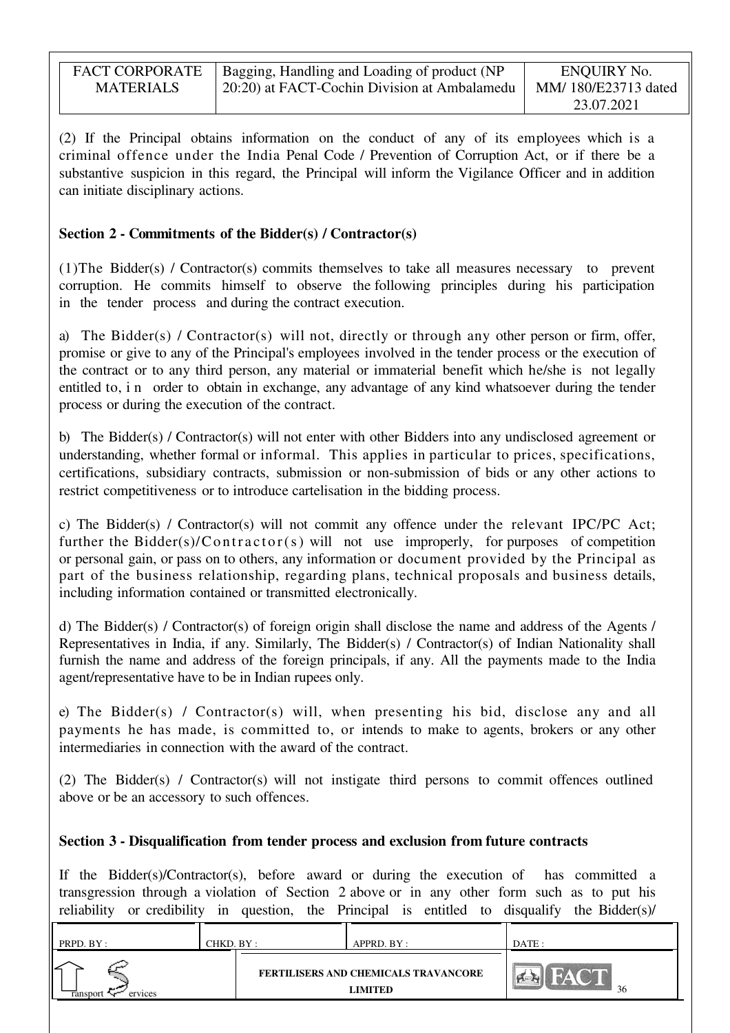(2) If the Principal obtains information on the conduct of any of its employees which is a criminal offence under the India Penal Code / Prevention of Corruption Act, or if there be a substantive suspicion in this regard, the Principal will inform the Vigilance Officer and in addition can initiate disciplinary actions.

**Section 2 - Commitments of the Bidder(s) / Contractor(s)**

(1)The Bidder(s) / Contractor(s) commits themselves to take all measures necessary to prevent corruption. He commits himself to observe the following principles during his participation in the tender process and during the contract execution.

a) The Bidder(s) / Contractor(s) will not, directly or through any other person or firm, offer, promise or give to any of the Principal's employees involved in the tender process or the execution of the contract or to any third person, any material or immaterial benefit which he/she is not legally entitled to, in order to obtain in exchange, any advantage of any kind whatsoever during the tender process or during the execution of the contract.

b) The Bidder(s) / Contractor(s) will not enter with other Bidders into any undisclosed agreement or understanding, whether formal or informal. This applies in particular to prices, specifications, certifications, subsidiary contracts, submission or non-submission of bids or any other actions to restrict competitiveness or to introduce cartelisation in the bidding process.

c) The Bidder(s) / Contractor(s) will not commit any offence under the relevant IPC/PC Act; further the Bidder(s)/Contractor(s) will not use improperly, for purposes of competition or personal gain, or pass on to others, any information or document provided by the Principal as part of the business relationship, regarding plans, technical proposals and business details, including information contained or transmitted electronically.

d) The Bidder(s) / Contractor(s) of foreign origin shall disclose the name and address of the Agents / Representatives in India, if any. Similarly, The Bidder(s) / Contractor(s) of Indian Nationality shall furnish the name and address of the foreign principals, if any. All the payments made to the India agent/representative have to be in Indian rupees only.

e) The Bidder(s) / Contractor(s) will, when presenting his bid, disclose any and all payments he has made, is committed to, or intends to make to agents, brokers or any other intermediaries in connection with the award of the contract.

(2) The Bidder(s) / Contractor(s) will not instigate third persons to commit offences outlined above or be an accessory to such offences.

**Section 3 - Disqualification from tender process and exclusion from future contracts**

If the Bidder(s)/Contractor(s), before award or during the execution of has committed a transgression through a violation of Section 2 above or in any other form such as to put his reliability or credibility in question, the Principal is entitled to disqualify the Bidder(s)/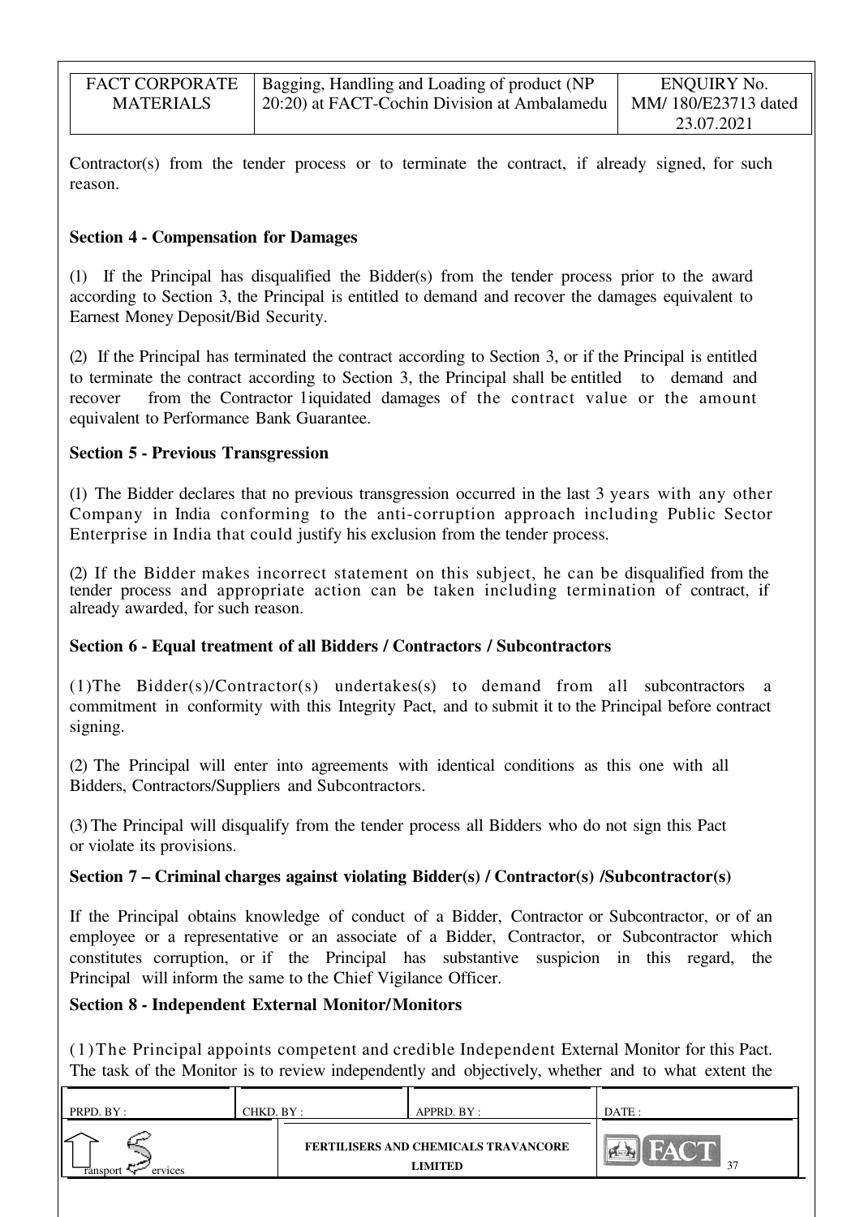Contractor(s) from the tender process or to terminate the contract, if already signed, for such reason.

**Section 4 - Compensation for Damages**

(1) If the Principal has disqualified the Bidder(s) from the tender process prior to the award according to Section 3, the Principal is entitled to demand and recover the damages equivalent to Earnest Money Deposit/Bid Security.

(2) If the Principal has terminated the contract according to Section 3, or if the Principal is entitled to terminate the contract according to Section 3, the Principal shall be entitled to demand and recover from the Contractor liquidated damages of the contract value or the amount equivalent to Performance Bank Guarantee.

**Section 5 - Previous Transgression**

(1) The Bidder declares that no previous transgression occurred in the last 3 years with any other Company in India conforming to the anti-corruption approach including Public Sector Enterprise in India that could justify his exclusion from the tender process.

(2) If the Bidder makes incorrect statement on this subject, he can be disqualified from the tender process and appropriate action can be taken including termination of contract, if already awarded, for such reason.

**Section 6 - Equal treatment of all Bidders / Contractors / Subcontractors**

(1)The Bidder(s)/Contractor(s) undertakes(s) to demand from all subcontractors a commitment in conformity with this Integrity Pact, and to submit it to the Principal before contract signing.

(2) The Principal will enter into agreements with identical conditions as this one with all Bidders, Contractors/Suppliers and Subcontractors.

(3) The Principal will disqualify from the tender process all Bidders who do not sign this Pact or violate its provisions.

**Section 7 – Criminal charges against violating Bidder(s) / Contractor(s) /Subcontractor(s)**

If the Principal obtains knowledge of conduct of a Bidder, Contractor or Subcontractor, or of an employee or a representative or an associate of a Bidder, Contractor, or Subcontractor which constitutes corruption, or if the Principal has substantive suspicion in this regard, the Principal will inform the same to the Chief Vigilance Officer.

**Section 8 - Independent External Monitor/Monitors**

(1)The Principal appoints competent and credible Independent External Monitor for this Pact. The task of the Monitor is to review independently and objectively, whether and to what extent the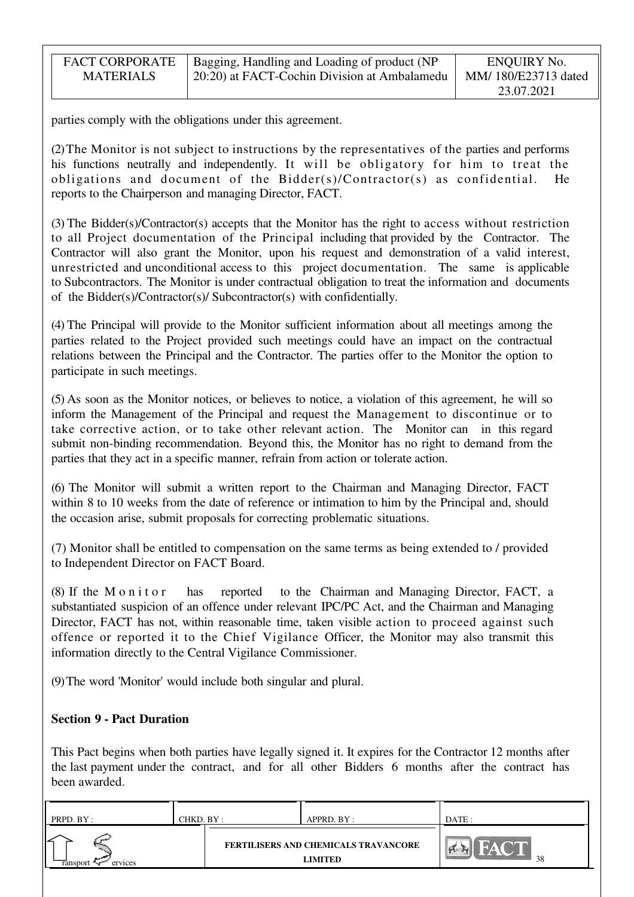parties comply with the obligations under this agreement.

(2) The Monitor is not subject to instructions by the representatives of the parties and performs his functions neutrally and independently. It will be obligatory for him to treat the obligations and document of the Bidder(s)/Contractor(s) as confidential. He reports to the Chairperson and managing Director, FACT.

(3) The Bidder(s)/Contractor(s) accepts that the Monitor has the right to access without restriction to all Project documentation of the Principal including that provided by the Contractor. The Contractor will also grant the Monitor, upon his request and demonstration of a valid interest, unrestricted and unconditional access to this project documentation. The same is applicable to Subcontractors. The Monitor is under contractual obligation to treat the information and documents of the Bidder(s)/Contractor(s)/ Subcontractor(s) with confidentially.

(4) The Principal will provide to the Monitor sufficient information about all meetings among the parties related to the Project provided such meetings could have an impact on the contractual relations between the Principal and the Contractor. The parties offer to the Monitor the option to participate in such meetings.

(5) As soon as the Monitor notices, or believes to notice, a violation of this agreement, he will so inform the Management of the Principal and request the Management to discontinue or to take corrective action, or to take other relevant action. The Monitor can in this regard submit non-binding recommendation. Beyond this, the Monitor has no right to demand from the parties that they act in a specific manner, refrain from action or tolerate action.

(6) The Monitor will submit a written report to the Chairman and Managing Director, FACT within 8 to 10 weeks from the date of reference or intimation to him by the Principal and, should the occasion arise, submit proposals for correcting problematic situations.

(7) Monitor shall be entitled to compensation on the same terms as being extended to / provided to Independent Director on FACT Board.

(8) If the Monitor has reported to the Chairman and Managing Director, FACT, a substantiated suspicion of an offence under relevant IPC/PC Act, and the Chairman and Managing Director, FACT has not, within reasonable time, taken visible action to proceed against such offence or reported it to the Chief Vigilance Officer, the Monitor may also transmit this information directly to the Central Vigilance Commissioner.

(9) The word 'Monitor' would include both singular and plural.

**Section 9 - Pact Duration**

This Pact begins when both parties have legally signed it. It expires for the Contractor 12 months after the last payment under the contract, and for all other Bidders 6 months after the contract has been awarded.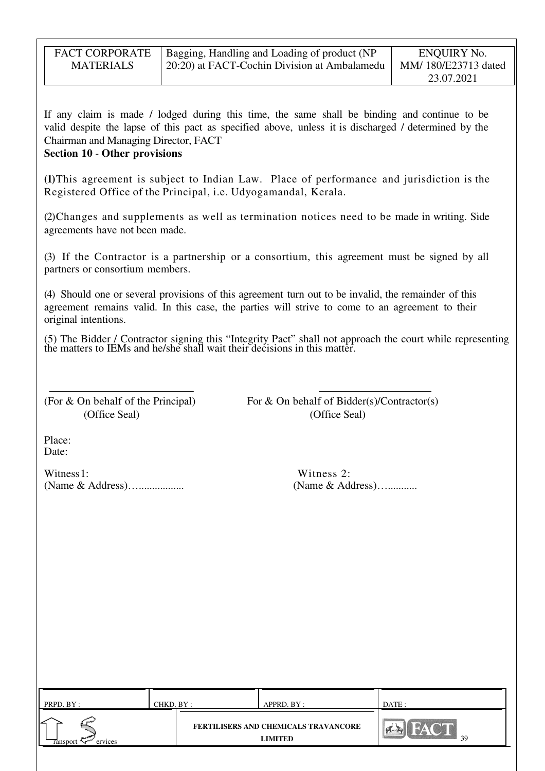If any claim is made / lodged during this time, the same shall be binding and continue to be valid despite the lapse of this pact as specified above, unless it is discharged / determined by the Chairman and Managing Director, FACT

**Section 10** - **Other provisions**

**(1)**This agreement is subject to Indian Law. Place of performance and jurisdiction is the Registered Office of the Principal, i.e. Udyogamandal, Kerala.

(2)Changes and supplements as well as termination notices need to be made in writing. Side agreements have not been made.

(3) If the Contractor is a partnership or a consortium, this agreement must be signed by all partners or consortium members.

(4) Should one or several provisions of this agreement turn out to be invalid, the remainder of this agreement remains valid. In this case, the parties will strive to come to an agreement to their original intentions.

(5) The Bidder / Contractor signing this "Integrity Pact" shall not approach the court while representing the matters to IEMs and he/she shall wait their decisions in this matter.

\_\_\_\_\_\_\_\_\_\_\_\_\_\_\_\_\_\_\_\_\_\_\_\_\_\_\_\_ \_\_\_\_\_\_\_\_\_\_\_\_\_\_\_\_\_\_\_\_\_\_\_\_

(For & On behalf of the Principal) (Office Seal)

For & On behalf of Bidder(s)/Contractor(s) (Office Seal)

Place:
Date:

Witness1:
(Name & Address)…................

Witness 2:
(Name & Address)…..........